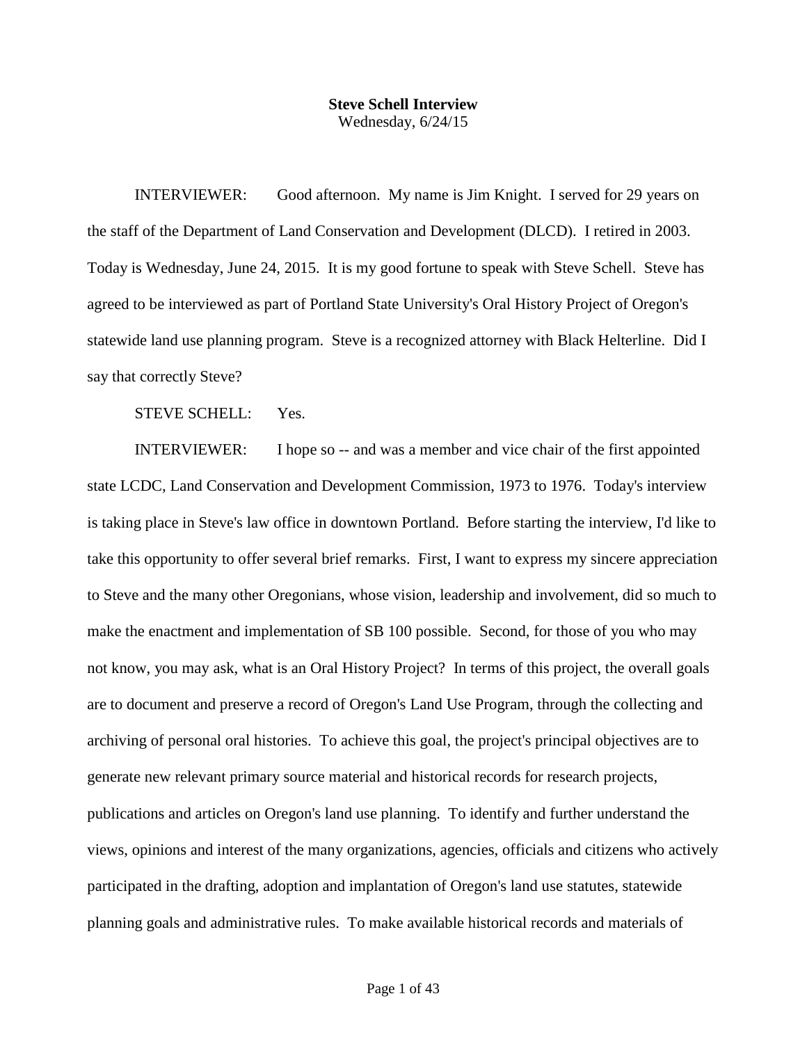**Steve Schell Interview**
Wednesday, 6/24/15

INTERVIEWER: Good afternoon. My name is Jim Knight. I served for 29 years on the staff of the Department of Land Conservation and Development (DLCD). I retired in 2003. Today is Wednesday, June 24, 2015. It is my good fortune to speak with Steve Schell. Steve has agreed to be interviewed as part of Portland State University's Oral History Project of Oregon's statewide land use planning program. Steve is a recognized attorney with Black Helterline. Did I say that correctly Steve?

STEVE SCHELL: Yes.

INTERVIEWER: I hope so -- and was a member and vice chair of the first appointed state LCDC, Land Conservation and Development Commission, 1973 to 1976. Today's interview is taking place in Steve's law office in downtown Portland. Before starting the interview, I'd like to take this opportunity to offer several brief remarks. First, I want to express my sincere appreciation to Steve and the many other Oregonians, whose vision, leadership and involvement, did so much to make the enactment and implementation of SB 100 possible. Second, for those of you who may not know, you may ask, what is an Oral History Project? In terms of this project, the overall goals are to document and preserve a record of Oregon's Land Use Program, through the collecting and archiving of personal oral histories. To achieve this goal, the project's principal objectives are to generate new relevant primary source material and historical records for research projects, publications and articles on Oregon's land use planning. To identify and further understand the views, opinions and interest of the many organizations, agencies, officials and citizens who actively participated in the drafting, adoption and implantation of Oregon's land use statutes, statewide planning goals and administrative rules. To make available historical records and materials of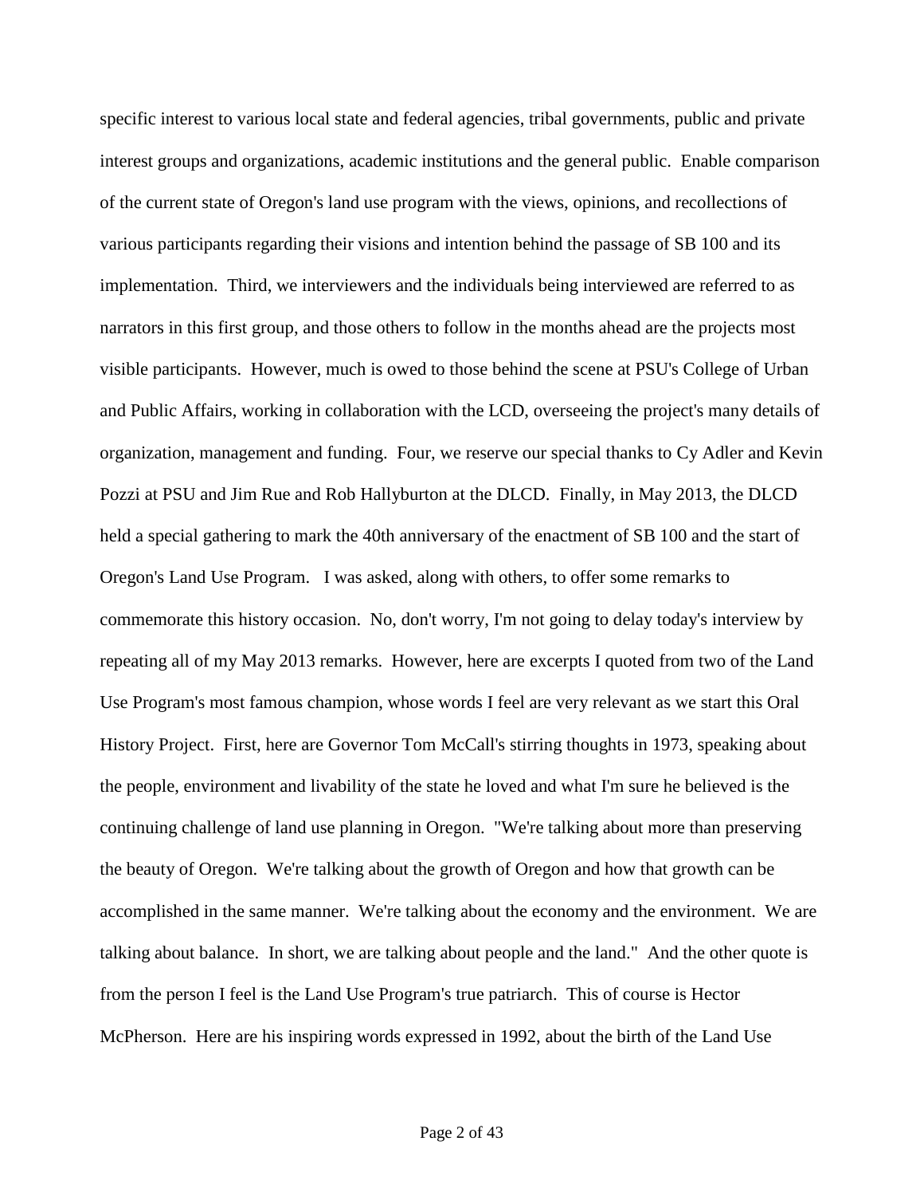specific interest to various local state and federal agencies, tribal governments, public and private interest groups and organizations, academic institutions and the general public. Enable comparison of the current state of Oregon's land use program with the views, opinions, and recollections of various participants regarding their visions and intention behind the passage of SB 100 and its implementation. Third, we interviewers and the individuals being interviewed are referred to as narrators in this first group, and those others to follow in the months ahead are the projects most visible participants. However, much is owed to those behind the scene at PSU's College of Urban and Public Affairs, working in collaboration with the LCD, overseeing the project's many details of organization, management and funding. Four, we reserve our special thanks to Cy Adler and Kevin Pozzi at PSU and Jim Rue and Rob Hallyburton at the DLCD. Finally, in May 2013, the DLCD held a special gathering to mark the 40th anniversary of the enactment of SB 100 and the start of Oregon's Land Use Program. I was asked, along with others, to offer some remarks to commemorate this history occasion. No, don't worry, I'm not going to delay today's interview by repeating all of my May 2013 remarks. However, here are excerpts I quoted from two of the Land Use Program's most famous champion, whose words I feel are very relevant as we start this Oral History Project. First, here are Governor Tom McCall's stirring thoughts in 1973, speaking about the people, environment and livability of the state he loved and what I'm sure he believed is the continuing challenge of land use planning in Oregon. "We're talking about more than preserving the beauty of Oregon. We're talking about the growth of Oregon and how that growth can be accomplished in the same manner. We're talking about the economy and the environment. We are talking about balance. In short, we are talking about people and the land." And the other quote is from the person I feel is the Land Use Program's true patriarch. This of course is Hector McPherson. Here are his inspiring words expressed in 1992, about the birth of the Land Use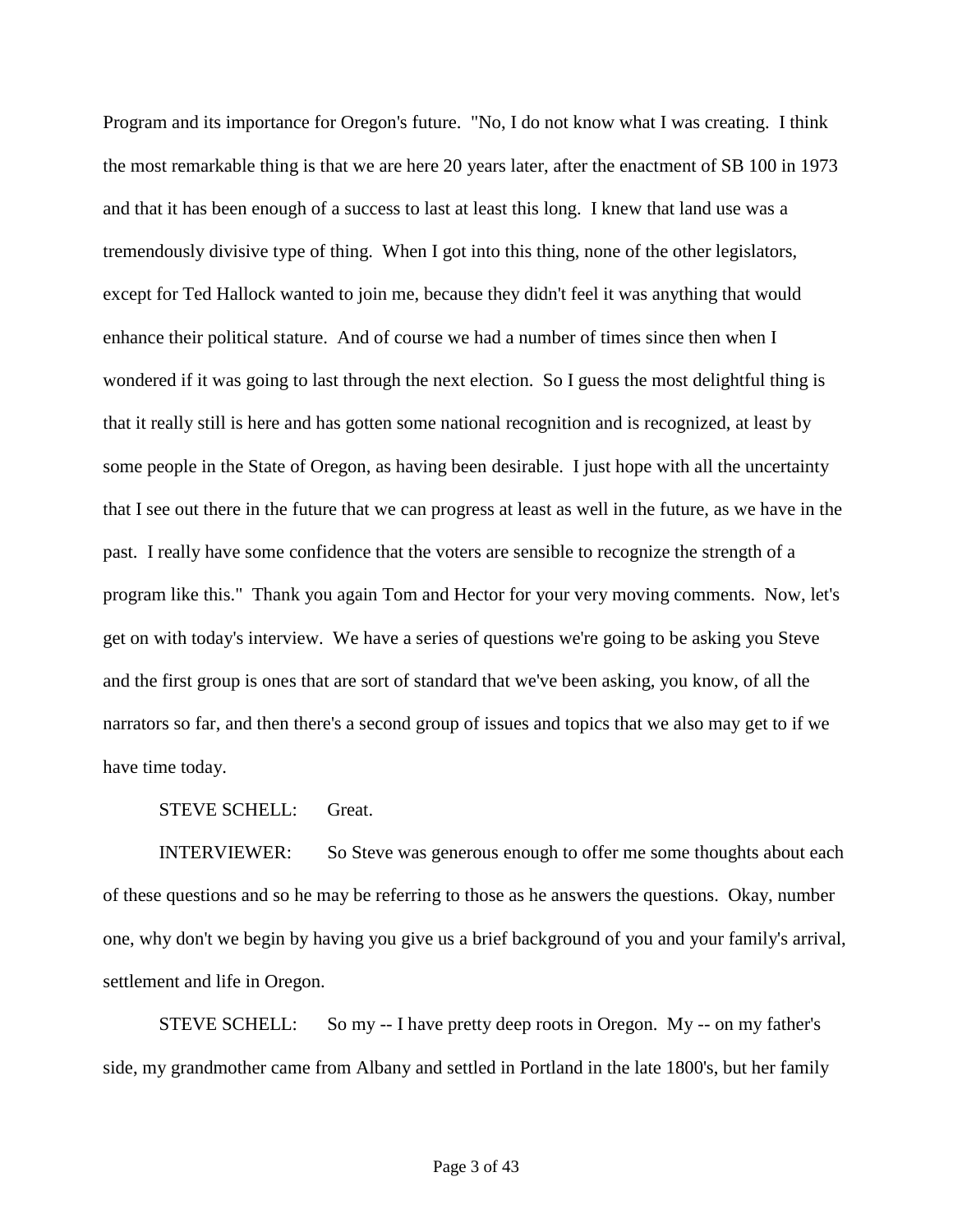Program and its importance for Oregon's future. "No, I do not know what I was creating. I think the most remarkable thing is that we are here 20 years later, after the enactment of SB 100 in 1973 and that it has been enough of a success to last at least this long. I knew that land use was a tremendously divisive type of thing. When I got into this thing, none of the other legislators, except for Ted Hallock wanted to join me, because they didn't feel it was anything that would enhance their political stature. And of course we had a number of times since then when I wondered if it was going to last through the next election. So I guess the most delightful thing is that it really still is here and has gotten some national recognition and is recognized, at least by some people in the State of Oregon, as having been desirable. I just hope with all the uncertainty that I see out there in the future that we can progress at least as well in the future, as we have in the past. I really have some confidence that the voters are sensible to recognize the strength of a program like this." Thank you again Tom and Hector for your very moving comments. Now, let's get on with today's interview. We have a series of questions we're going to be asking you Steve and the first group is ones that are sort of standard that we've been asking, you know, of all the narrators so far, and then there's a second group of issues and topics that we also may get to if we have time today.

STEVE SCHELL: Great.

INTERVIEWER: So Steve was generous enough to offer me some thoughts about each of these questions and so he may be referring to those as he answers the questions. Okay, number one, why don't we begin by having you give us a brief background of you and your family's arrival, settlement and life in Oregon.

STEVE SCHELL: So my -- I have pretty deep roots in Oregon. My -- on my father's side, my grandmother came from Albany and settled in Portland in the late 1800's, but her family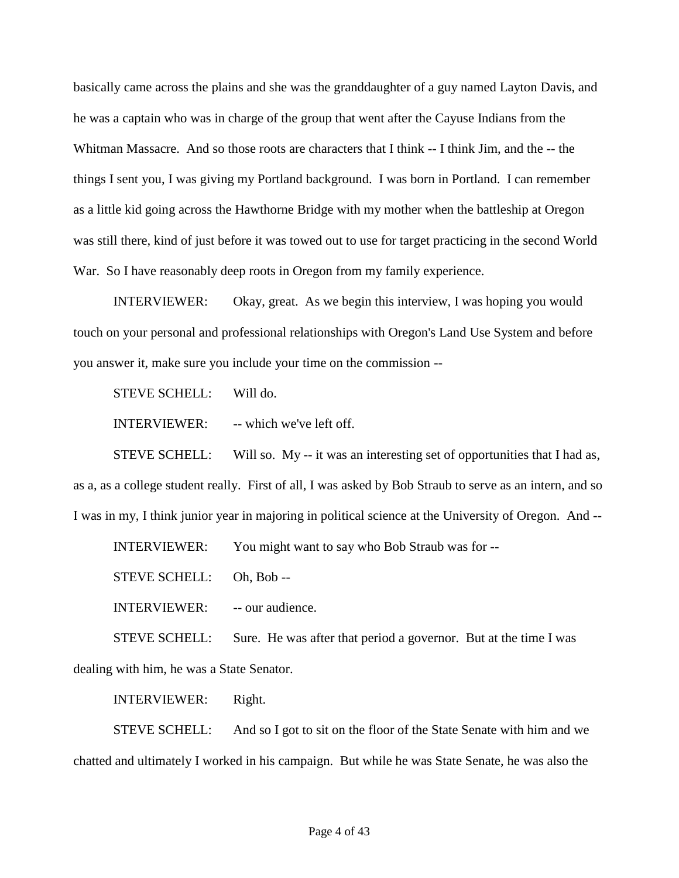basically came across the plains and she was the granddaughter of a guy named Layton Davis, and he was a captain who was in charge of the group that went after the Cayuse Indians from the Whitman Massacre. And so those roots are characters that I think -- I think Jim, and the -- the things I sent you, I was giving my Portland background. I was born in Portland. I can remember as a little kid going across the Hawthorne Bridge with my mother when the battleship at Oregon was still there, kind of just before it was towed out to use for target practicing in the second World War. So I have reasonably deep roots in Oregon from my family experience.

INTERVIEWER: Okay, great. As we begin this interview, I was hoping you would touch on your personal and professional relationships with Oregon's Land Use System and before you answer it, make sure you include your time on the commission --

STEVE SCHELL: Will do.

INTERVIEWER: -- which we've left off.

STEVE SCHELL: Will so. My -- it was an interesting set of opportunities that I had as, as a, as a college student really. First of all, I was asked by Bob Straub to serve as an intern, and so I was in my, I think junior year in majoring in political science at the University of Oregon. And --

INTERVIEWER: You might want to say who Bob Straub was for --

STEVE SCHELL: Oh, Bob --

INTERVIEWER: -- our audience.

STEVE SCHELL: Sure. He was after that period a governor. But at the time I was dealing with him, he was a State Senator.

INTERVIEWER: Right.

STEVE SCHELL: And so I got to sit on the floor of the State Senate with him and we chatted and ultimately I worked in his campaign. But while he was State Senate, he was also the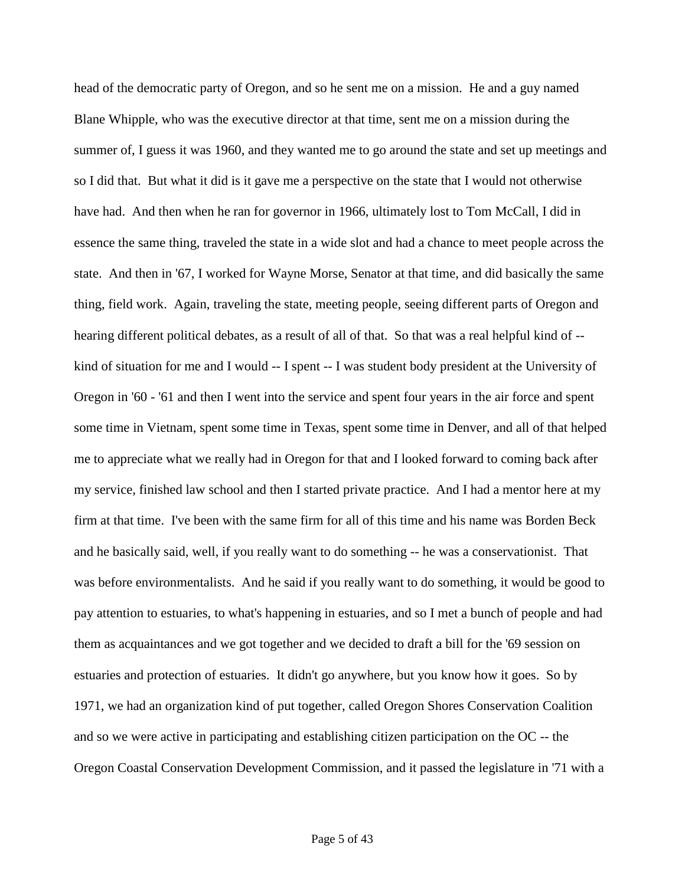head of the democratic party of Oregon, and so he sent me on a mission. He and a guy named Blane Whipple, who was the executive director at that time, sent me on a mission during the summer of, I guess it was 1960, and they wanted me to go around the state and set up meetings and so I did that. But what it did is it gave me a perspective on the state that I would not otherwise have had. And then when he ran for governor in 1966, ultimately lost to Tom McCall, I did in essence the same thing, traveled the state in a wide slot and had a chance to meet people across the state. And then in '67, I worked for Wayne Morse, Senator at that time, and did basically the same thing, field work. Again, traveling the state, meeting people, seeing different parts of Oregon and hearing different political debates, as a result of all of that. So that was a real helpful kind of -- kind of situation for me and I would -- I spent -- I was student body president at the University of Oregon in '60 - '61 and then I went into the service and spent four years in the air force and spent some time in Vietnam, spent some time in Texas, spent some time in Denver, and all of that helped me to appreciate what we really had in Oregon for that and I looked forward to coming back after my service, finished law school and then I started private practice. And I had a mentor here at my firm at that time. I've been with the same firm for all of this time and his name was Borden Beck and he basically said, well, if you really want to do something -- he was a conservationist. That was before environmentalists. And he said if you really want to do something, it would be good to pay attention to estuaries, to what's happening in estuaries, and so I met a bunch of people and had them as acquaintances and we got together and we decided to draft a bill for the '69 session on estuaries and protection of estuaries. It didn't go anywhere, but you know how it goes. So by 1971, we had an organization kind of put together, called Oregon Shores Conservation Coalition and so we were active in participating and establishing citizen participation on the OC -- the Oregon Coastal Conservation Development Commission, and it passed the legislature in '71 with a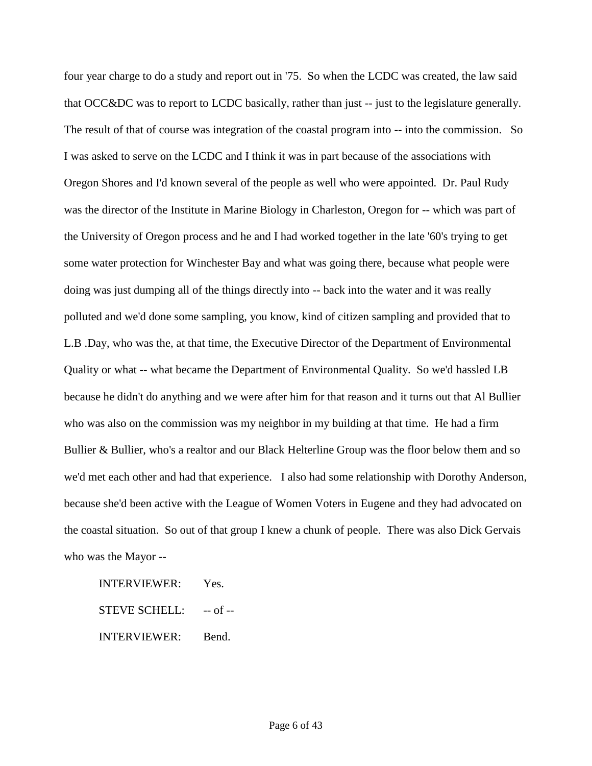four year charge to do a study and report out in '75. So when the LCDC was created, the law said that OCC&DC was to report to LCDC basically, rather than just -- just to the legislature generally. The result of that of course was integration of the coastal program into -- into the commission. So I was asked to serve on the LCDC and I think it was in part because of the associations with Oregon Shores and I'd known several of the people as well who were appointed. Dr. Paul Rudy was the director of the Institute in Marine Biology in Charleston, Oregon for -- which was part of the University of Oregon process and he and I had worked together in the late '60's trying to get some water protection for Winchester Bay and what was going there, because what people were doing was just dumping all of the things directly into -- back into the water and it was really polluted and we'd done some sampling, you know, kind of citizen sampling and provided that to L.B .Day, who was the, at that time, the Executive Director of the Department of Environmental Quality or what -- what became the Department of Environmental Quality. So we'd hassled LB because he didn't do anything and we were after him for that reason and it turns out that Al Bullier who was also on the commission was my neighbor in my building at that time. He had a firm Bullier & Bullier, who's a realtor and our Black Helterline Group was the floor below them and so we'd met each other and had that experience. I also had some relationship with Dorothy Anderson, because she'd been active with the League of Women Voters in Eugene and they had advocated on the coastal situation. So out of that group I knew a chunk of people. There was also Dick Gervais who was the Mayor --

INTERVIEWER: Yes.

STEVE SCHELL: -- of --

INTERVIEWER: Bend.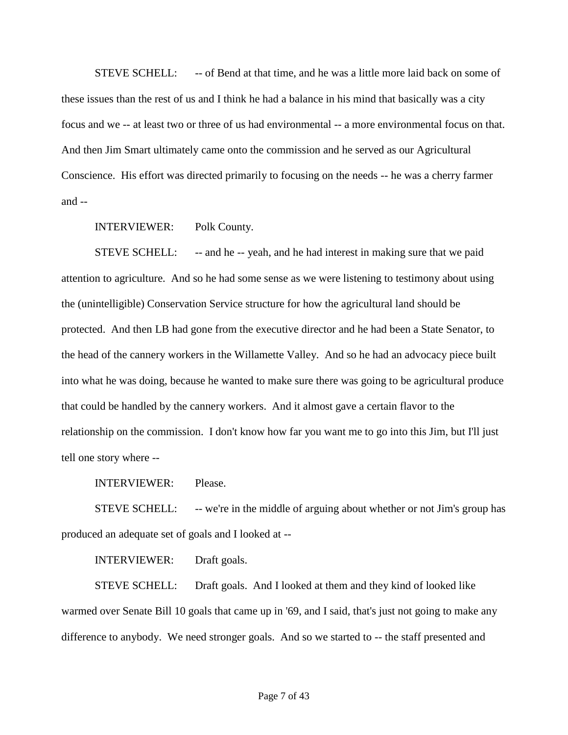STEVE SCHELL: -- of Bend at that time, and he was a little more laid back on some of these issues than the rest of us and I think he had a balance in his mind that basically was a city focus and we -- at least two or three of us had environmental -- a more environmental focus on that. And then Jim Smart ultimately came onto the commission and he served as our Agricultural Conscience. His effort was directed primarily to focusing on the needs -- he was a cherry farmer and --

INTERVIEWER: Polk County.

STEVE SCHELL: -- and he -- yeah, and he had interest in making sure that we paid attention to agriculture. And so he had some sense as we were listening to testimony about using the (unintelligible) Conservation Service structure for how the agricultural land should be protected. And then LB had gone from the executive director and he had been a State Senator, to the head of the cannery workers in the Willamette Valley. And so he had an advocacy piece built into what he was doing, because he wanted to make sure there was going to be agricultural produce that could be handled by the cannery workers. And it almost gave a certain flavor to the relationship on the commission. I don't know how far you want me to go into this Jim, but I'll just tell one story where --

INTERVIEWER: Please.

STEVE SCHELL: -- we're in the middle of arguing about whether or not Jim's group has produced an adequate set of goals and I looked at --

INTERVIEWER: Draft goals.

STEVE SCHELL: Draft goals. And I looked at them and they kind of looked like warmed over Senate Bill 10 goals that came up in '69, and I said, that's just not going to make any difference to anybody. We need stronger goals. And so we started to -- the staff presented and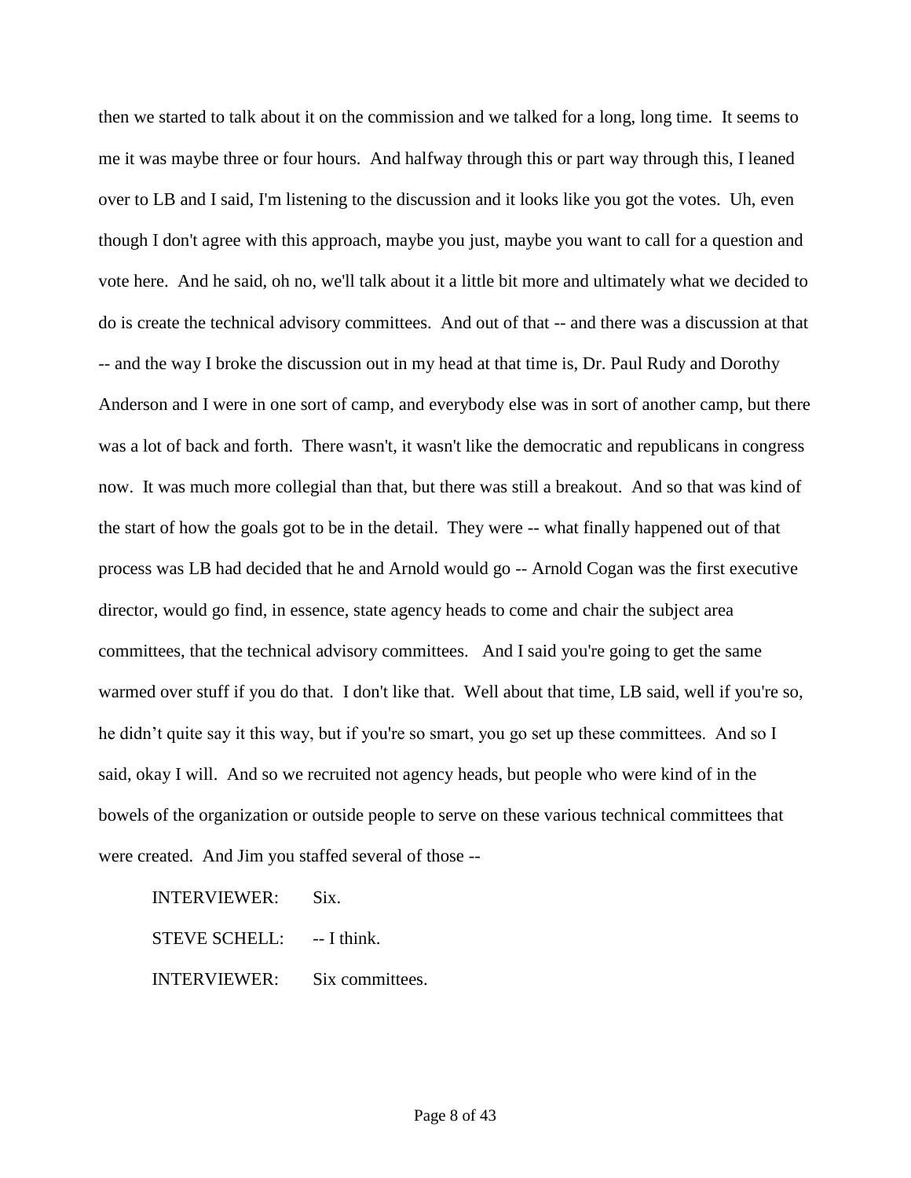then we started to talk about it on the commission and we talked for a long, long time. It seems to me it was maybe three or four hours. And halfway through this or part way through this, I leaned over to LB and I said, I'm listening to the discussion and it looks like you got the votes. Uh, even though I don't agree with this approach, maybe you just, maybe you want to call for a question and vote here. And he said, oh no, we'll talk about it a little bit more and ultimately what we decided to do is create the technical advisory committees. And out of that -- and there was a discussion at that -- and the way I broke the discussion out in my head at that time is, Dr. Paul Rudy and Dorothy Anderson and I were in one sort of camp, and everybody else was in sort of another camp, but there was a lot of back and forth. There wasn't, it wasn't like the democratic and republicans in congress now. It was much more collegial than that, but there was still a breakout. And so that was kind of the start of how the goals got to be in the detail. They were -- what finally happened out of that process was LB had decided that he and Arnold would go -- Arnold Cogan was the first executive director, would go find, in essence, state agency heads to come and chair the subject area committees, that the technical advisory committees. And I said you're going to get the same warmed over stuff if you do that. I don't like that. Well about that time, LB said, well if you're so, he didn't quite say it this way, but if you're so smart, you go set up these committees. And so I said, okay I will. And so we recruited not agency heads, but people who were kind of in the bowels of the organization or outside people to serve on these various technical committees that were created. And Jim you staffed several of those --

INTERVIEWER: Six.

STEVE SCHELL: -- I think.

INTERVIEWER: Six committees.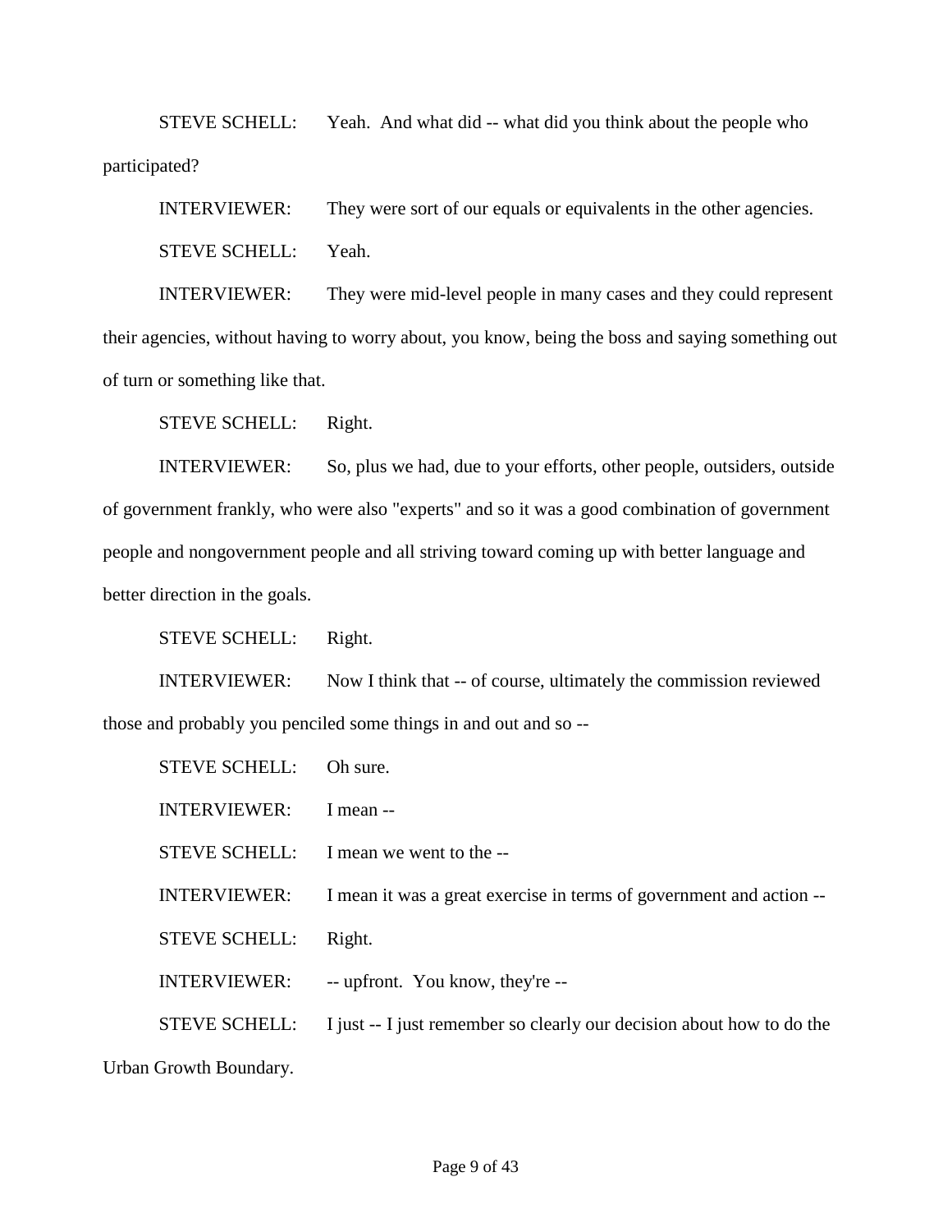STEVE SCHELL: Yeah. And what did -- what did you think about the people who participated?

INTERVIEWER: They were sort of our equals or equivalents in the other agencies.

STEVE SCHELL: Yeah.

INTERVIEWER: They were mid-level people in many cases and they could represent their agencies, without having to worry about, you know, being the boss and saying something out of turn or something like that.

STEVE SCHELL: Right.

INTERVIEWER: So, plus we had, due to your efforts, other people, outsiders, outside of government frankly, who were also "experts" and so it was a good combination of government people and nongovernment people and all striving toward coming up with better language and better direction in the goals.

STEVE SCHELL: Right.

INTERVIEWER: Now I think that -- of course, ultimately the commission reviewed those and probably you penciled some things in and out and so --

STEVE SCHELL: Oh sure.

INTERVIEWER: I mean --

STEVE SCHELL: I mean we went to the --

INTERVIEWER: I mean it was a great exercise in terms of government and action --

STEVE SCHELL: Right.

INTERVIEWER: -- upfront. You know, they're --

STEVE SCHELL: I just -- I just remember so clearly our decision about how to do the Urban Growth Boundary.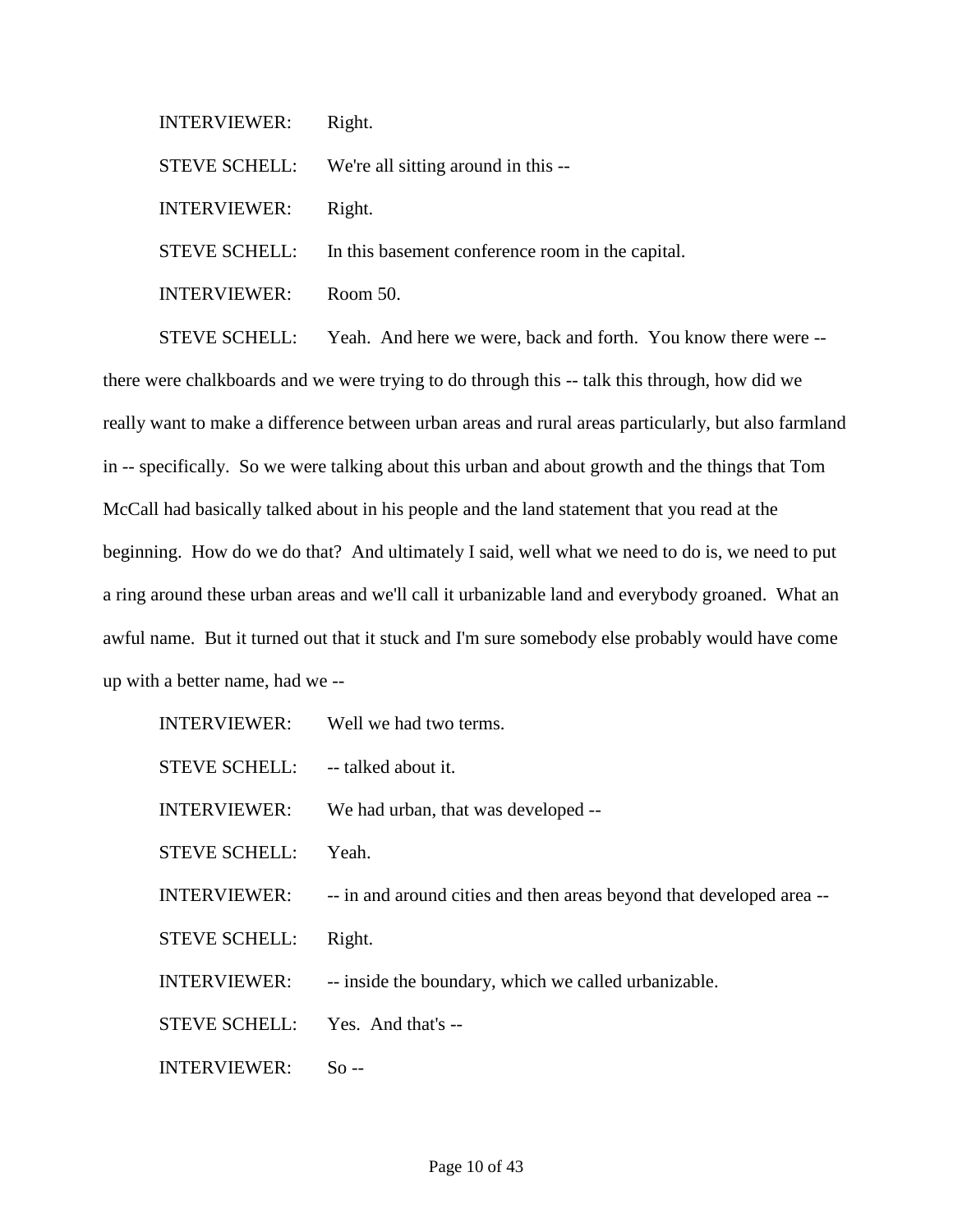INTERVIEWER: Right.

STEVE SCHELL: We're all sitting around in this --

INTERVIEWER: Right.

STEVE SCHELL: In this basement conference room in the capital.

INTERVIEWER: Room 50.

STEVE SCHELL: Yeah. And here we were, back and forth. You know there were -- there were chalkboards and we were trying to do through this -- talk this through, how did we really want to make a difference between urban areas and rural areas particularly, but also farmland in -- specifically. So we were talking about this urban and about growth and the things that Tom McCall had basically talked about in his people and the land statement that you read at the beginning. How do we do that? And ultimately I said, well what we need to do is, we need to put a ring around these urban areas and we'll call it urbanizable land and everybody groaned. What an awful name. But it turned out that it stuck and I'm sure somebody else probably would have come up with a better name, had we --

INTERVIEWER: Well we had two terms.

STEVE SCHELL: -- talked about it.

INTERVIEWER: We had urban, that was developed --

STEVE SCHELL: Yeah.

INTERVIEWER: -- in and around cities and then areas beyond that developed area --

STEVE SCHELL: Right.

INTERVIEWER: -- inside the boundary, which we called urbanizable.

STEVE SCHELL: Yes. And that's --

INTERVIEWER: So --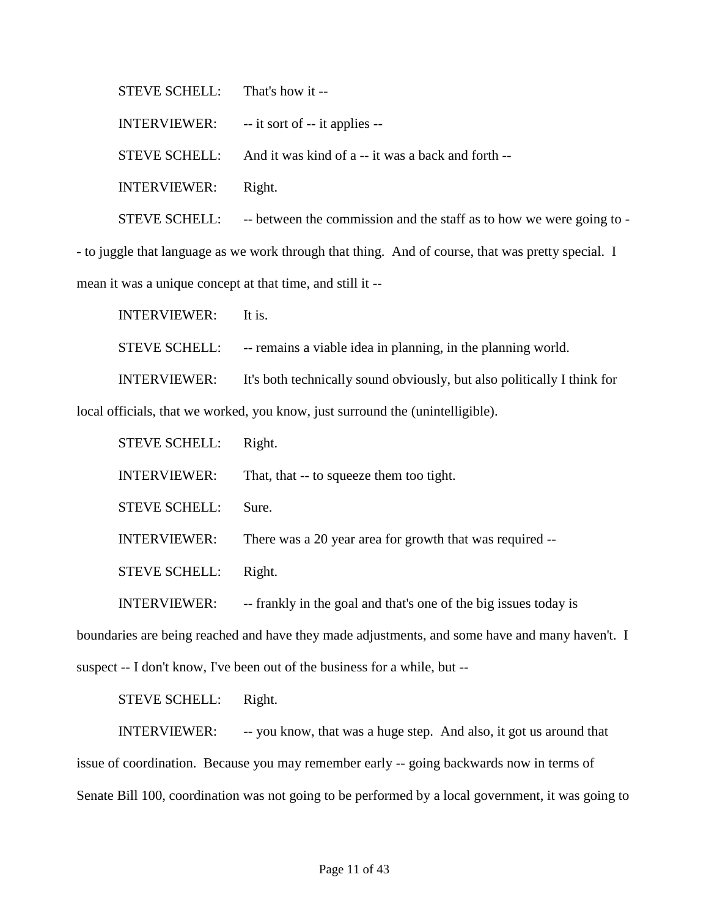STEVE SCHELL: That's how it --

INTERVIEWER: -- it sort of -- it applies --

STEVE SCHELL: And it was kind of a -- it was a back and forth --

INTERVIEWER: Right.

STEVE SCHELL: -- between the commission and the staff as to how we were going to -- to juggle that language as we work through that thing. And of course, that was pretty special. I mean it was a unique concept at that time, and still it --

INTERVIEWER: It is.

STEVE SCHELL: -- remains a viable idea in planning, in the planning world.

INTERVIEWER: It's both technically sound obviously, but also politically I think for local officials, that we worked, you know, just surround the (unintelligible).

STEVE SCHELL: Right.

INTERVIEWER: That, that -- to squeeze them too tight.

STEVE SCHELL: Sure.

INTERVIEWER: There was a 20 year area for growth that was required --

STEVE SCHELL: Right.

INTERVIEWER: -- frankly in the goal and that's one of the big issues today is boundaries are being reached and have they made adjustments, and some have and many haven't. I suspect -- I don't know, I've been out of the business for a while, but --

STEVE SCHELL: Right.

INTERVIEWER: -- you know, that was a huge step. And also, it got us around that issue of coordination. Because you may remember early -- going backwards now in terms of Senate Bill 100, coordination was not going to be performed by a local government, it was going to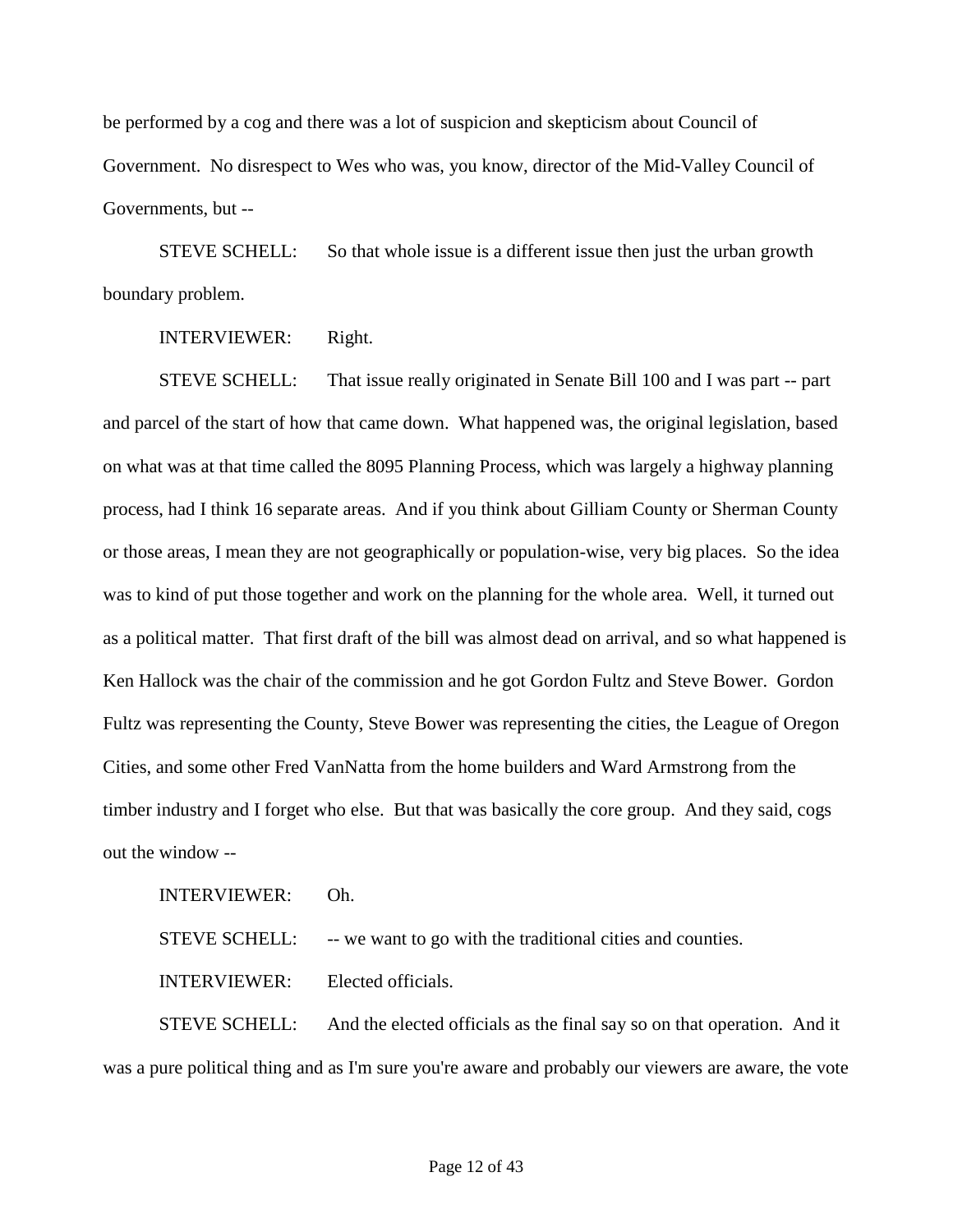be performed by a cog and there was a lot of suspicion and skepticism about Council of Government. No disrespect to Wes who was, you know, director of the Mid-Valley Council of Governments, but --

STEVE SCHELL: So that whole issue is a different issue then just the urban growth boundary problem.

INTERVIEWER: Right.

STEVE SCHELL: That issue really originated in Senate Bill 100 and I was part -- part and parcel of the start of how that came down. What happened was, the original legislation, based on what was at that time called the 8095 Planning Process, which was largely a highway planning process, had I think 16 separate areas. And if you think about Gilliam County or Sherman County or those areas, I mean they are not geographically or population-wise, very big places. So the idea was to kind of put those together and work on the planning for the whole area. Well, it turned out as a political matter. That first draft of the bill was almost dead on arrival, and so what happened is Ken Hallock was the chair of the commission and he got Gordon Fultz and Steve Bower. Gordon Fultz was representing the County, Steve Bower was representing the cities, the League of Oregon Cities, and some other Fred VanNatta from the home builders and Ward Armstrong from the timber industry and I forget who else. But that was basically the core group. And they said, cogs out the window --

INTERVIEWER: Oh.

STEVE SCHELL: -- we want to go with the traditional cities and counties.

INTERVIEWER: Elected officials.

STEVE SCHELL: And the elected officials as the final say so on that operation. And it was a pure political thing and as I'm sure you're aware and probably our viewers are aware, the vote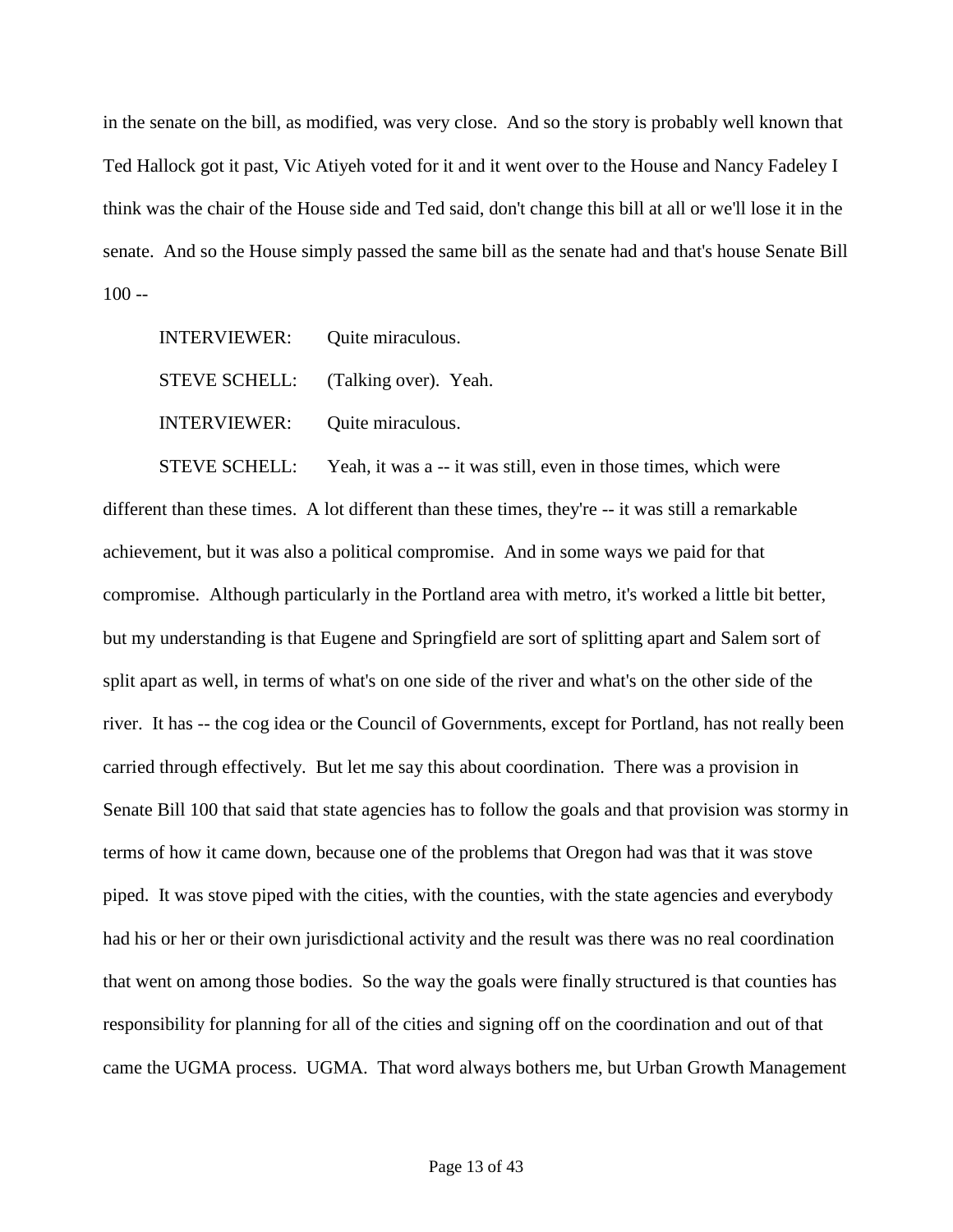in the senate on the bill, as modified, was very close. And so the story is probably well known that Ted Hallock got it past, Vic Atiyeh voted for it and it went over to the House and Nancy Fadeley I think was the chair of the House side and Ted said, don't change this bill at all or we'll lose it in the senate. And so the House simply passed the same bill as the senate had and that's house Senate Bill 100 --

INTERVIEWER: Quite miraculous.

STEVE SCHELL: (Talking over). Yeah.

INTERVIEWER: Quite miraculous.

STEVE SCHELL: Yeah, it was a -- it was still, even in those times, which were different than these times. A lot different than these times, they're -- it was still a remarkable achievement, but it was also a political compromise. And in some ways we paid for that compromise. Although particularly in the Portland area with metro, it's worked a little bit better, but my understanding is that Eugene and Springfield are sort of splitting apart and Salem sort of split apart as well, in terms of what's on one side of the river and what's on the other side of the river. It has -- the cog idea or the Council of Governments, except for Portland, has not really been carried through effectively. But let me say this about coordination. There was a provision in Senate Bill 100 that said that state agencies has to follow the goals and that provision was stormy in terms of how it came down, because one of the problems that Oregon had was that it was stove piped. It was stove piped with the cities, with the counties, with the state agencies and everybody had his or her or their own jurisdictional activity and the result was there was no real coordination that went on among those bodies. So the way the goals were finally structured is that counties has responsibility for planning for all of the cities and signing off on the coordination and out of that came the UGMA process. UGMA. That word always bothers me, but Urban Growth Management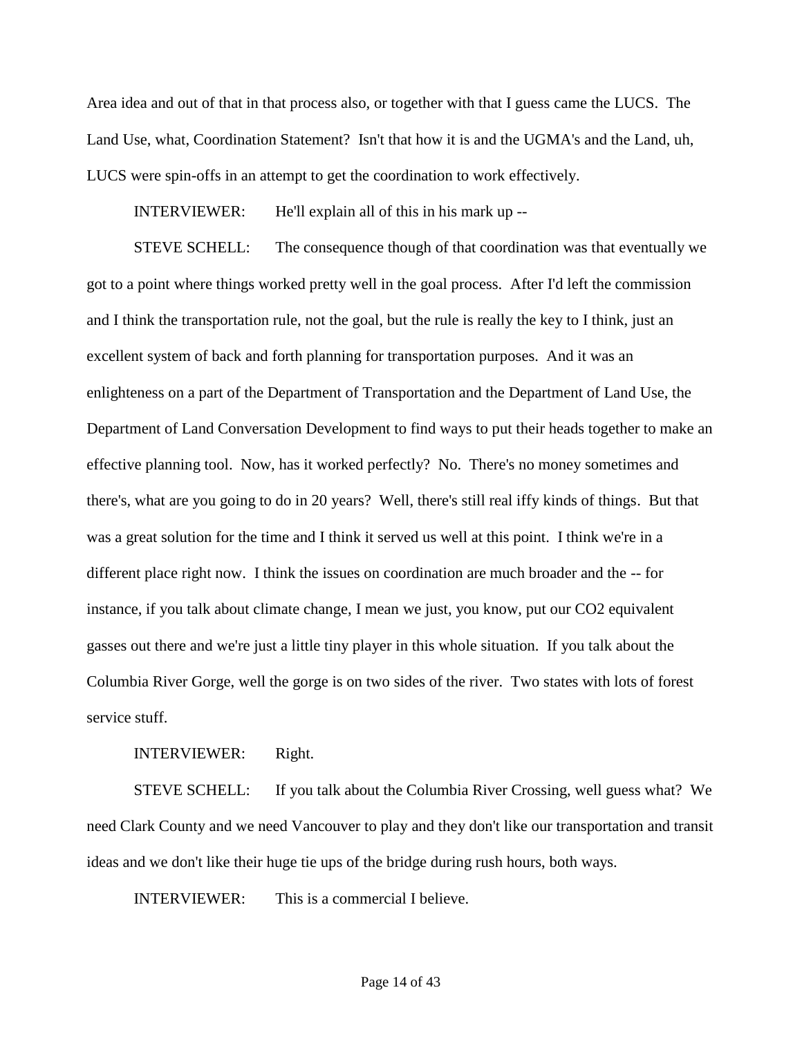Area idea and out of that in that process also, or together with that I guess came the LUCS. The Land Use, what, Coordination Statement? Isn't that how it is and the UGMA's and the Land, uh, LUCS were spin-offs in an attempt to get the coordination to work effectively.

INTERVIEWER: He'll explain all of this in his mark up --

STEVE SCHELL: The consequence though of that coordination was that eventually we got to a point where things worked pretty well in the goal process. After I'd left the commission and I think the transportation rule, not the goal, but the rule is really the key to I think, just an excellent system of back and forth planning for transportation purposes. And it was an enlighteness on a part of the Department of Transportation and the Department of Land Use, the Department of Land Conversation Development to find ways to put their heads together to make an effective planning tool. Now, has it worked perfectly? No. There's no money sometimes and there's, what are you going to do in 20 years? Well, there's still real iffy kinds of things. But that was a great solution for the time and I think it served us well at this point. I think we're in a different place right now. I think the issues on coordination are much broader and the -- for instance, if you talk about climate change, I mean we just, you know, put our $CO_2$ equivalent gasses out there and we're just a little tiny player in this whole situation. If you talk about the Columbia River Gorge, well the gorge is on two sides of the river. Two states with lots of forest service stuff.

INTERVIEWER: Right.

STEVE SCHELL: If you talk about the Columbia River Crossing, well guess what? We need Clark County and we need Vancouver to play and they don't like our transportation and transit ideas and we don't like their huge tie ups of the bridge during rush hours, both ways.

INTERVIEWER: This is a commercial I believe.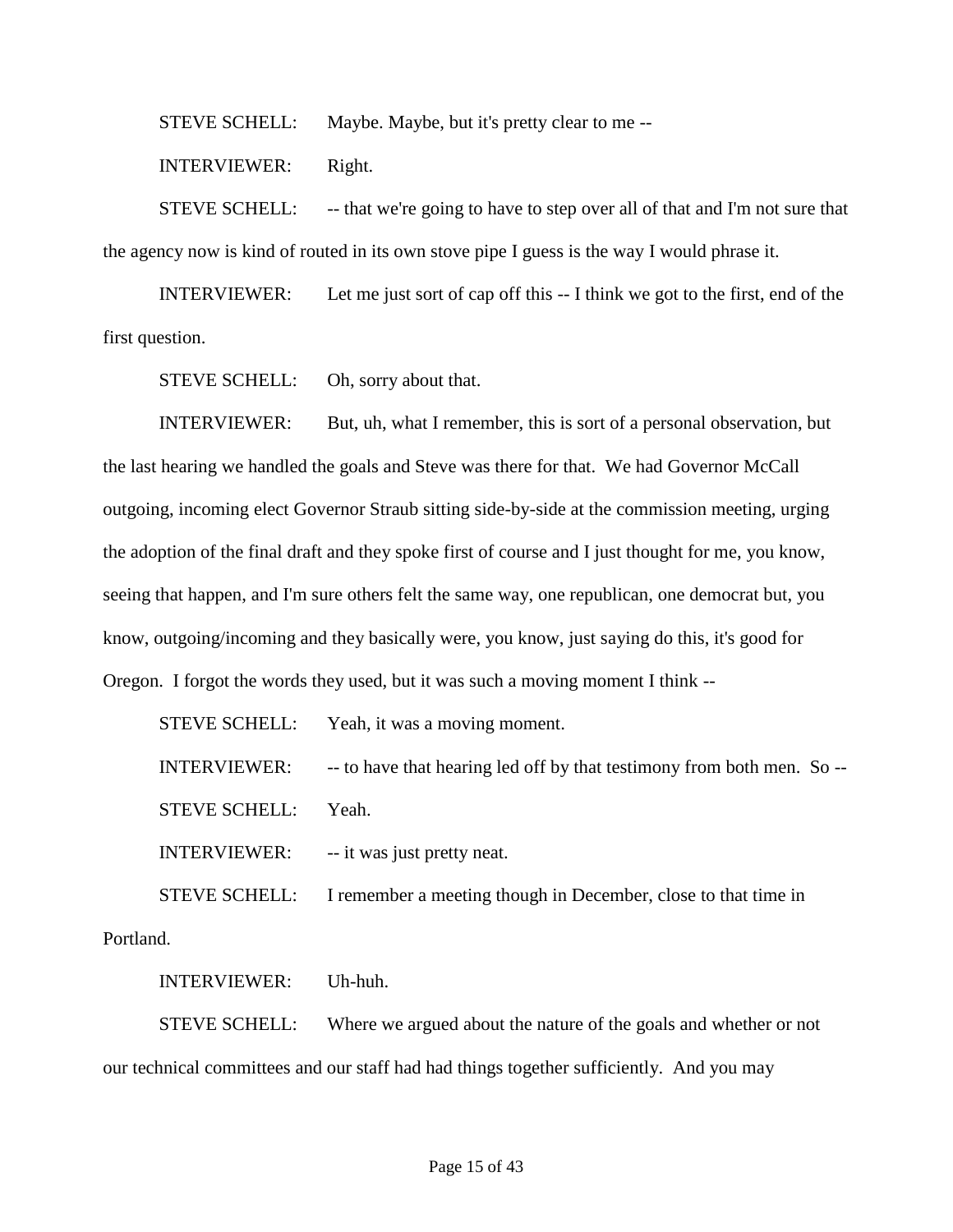STEVE SCHELL: Maybe. Maybe, but it's pretty clear to me --

INTERVIEWER: Right.

STEVE SCHELL: -- that we're going to have to step over all of that and I'm not sure that the agency now is kind of routed in its own stove pipe I guess is the way I would phrase it.

INTERVIEWER: Let me just sort of cap off this -- I think we got to the first, end of the first question.

STEVE SCHELL: Oh, sorry about that.

INTERVIEWER: But, uh, what I remember, this is sort of a personal observation, but the last hearing we handled the goals and Steve was there for that. We had Governor McCall outgoing, incoming elect Governor Straub sitting side-by-side at the commission meeting, urging the adoption of the final draft and they spoke first of course and I just thought for me, you know, seeing that happen, and I'm sure others felt the same way, one republican, one democrat but, you know, outgoing/incoming and they basically were, you know, just saying do this, it's good for Oregon. I forgot the words they used, but it was such a moving moment I think --

STEVE SCHELL: Yeah, it was a moving moment.

INTERVIEWER: -- to have that hearing led off by that testimony from both men. So --

STEVE SCHELL: Yeah.

INTERVIEWER: -- it was just pretty neat.

STEVE SCHELL: I remember a meeting though in December, close to that time in Portland.

INTERVIEWER: Uh-huh.

STEVE SCHELL: Where we argued about the nature of the goals and whether or not our technical committees and our staff had had things together sufficiently. And you may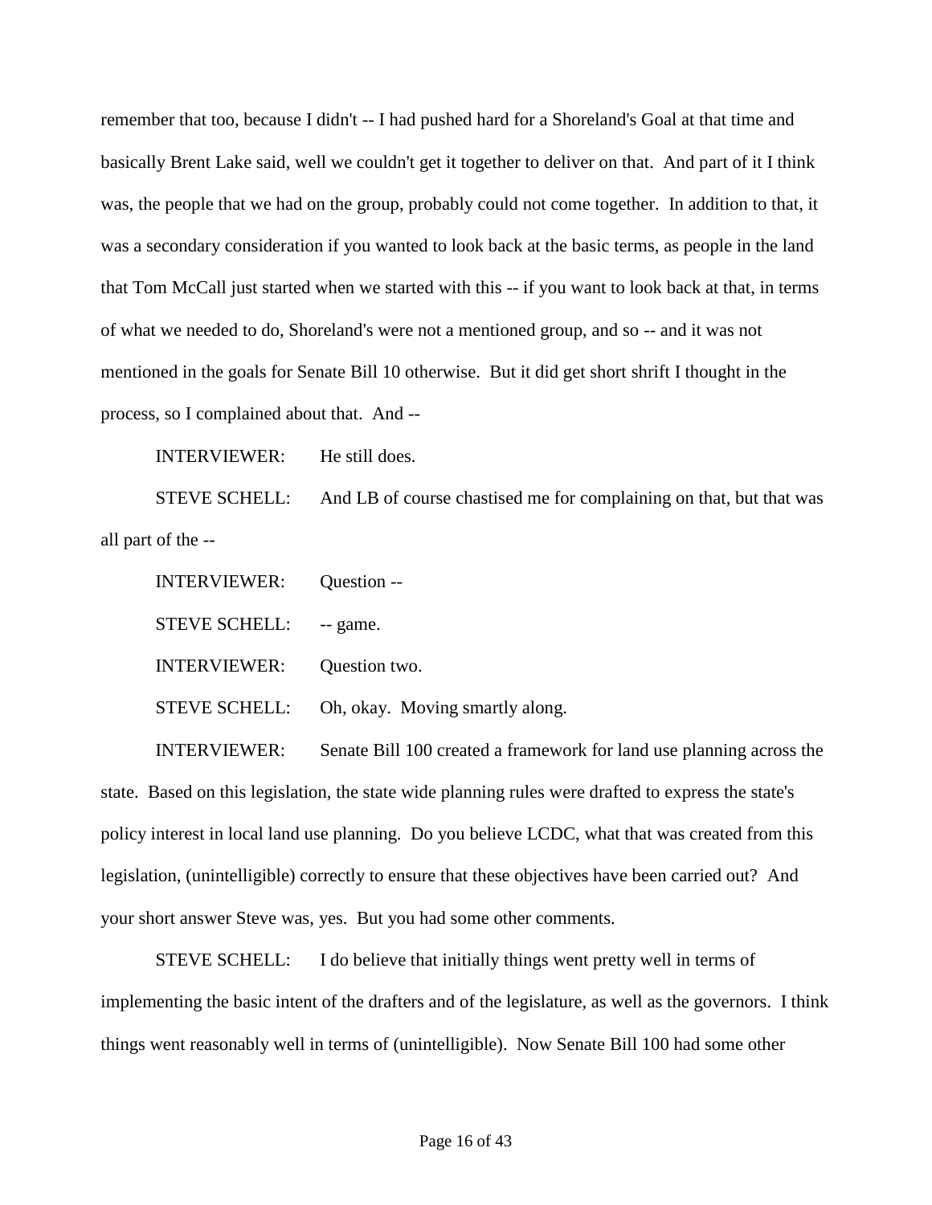remember that too, because I didn't -- I had pushed hard for a Shoreland's Goal at that time and basically Brent Lake said, well we couldn't get it together to deliver on that. And part of it I think was, the people that we had on the group, probably could not come together. In addition to that, it was a secondary consideration if you wanted to look back at the basic terms, as people in the land that Tom McCall just started when we started with this -- if you want to look back at that, in terms of what we needed to do, Shoreland's were not a mentioned group, and so -- and it was not mentioned in the goals for Senate Bill 10 otherwise. But it did get short shrift I thought in the process, so I complained about that. And --

INTERVIEWER: He still does.

STEVE SCHELL: And LB of course chastised me for complaining on that, but that was all part of the --

INTERVIEWER: Question --

STEVE SCHELL: -- game.

INTERVIEWER: Question two.

STEVE SCHELL: Oh, okay. Moving smartly along.

INTERVIEWER: Senate Bill 100 created a framework for land use planning across the state. Based on this legislation, the state wide planning rules were drafted to express the state's policy interest in local land use planning. Do you believe LCDC, what that was created from this legislation, (unintelligible) correctly to ensure that these objectives have been carried out? And your short answer Steve was, yes. But you had some other comments.

STEVE SCHELL: I do believe that initially things went pretty well in terms of implementing the basic intent of the drafters and of the legislature, as well as the governors. I think things went reasonably well in terms of (unintelligible). Now Senate Bill 100 had some other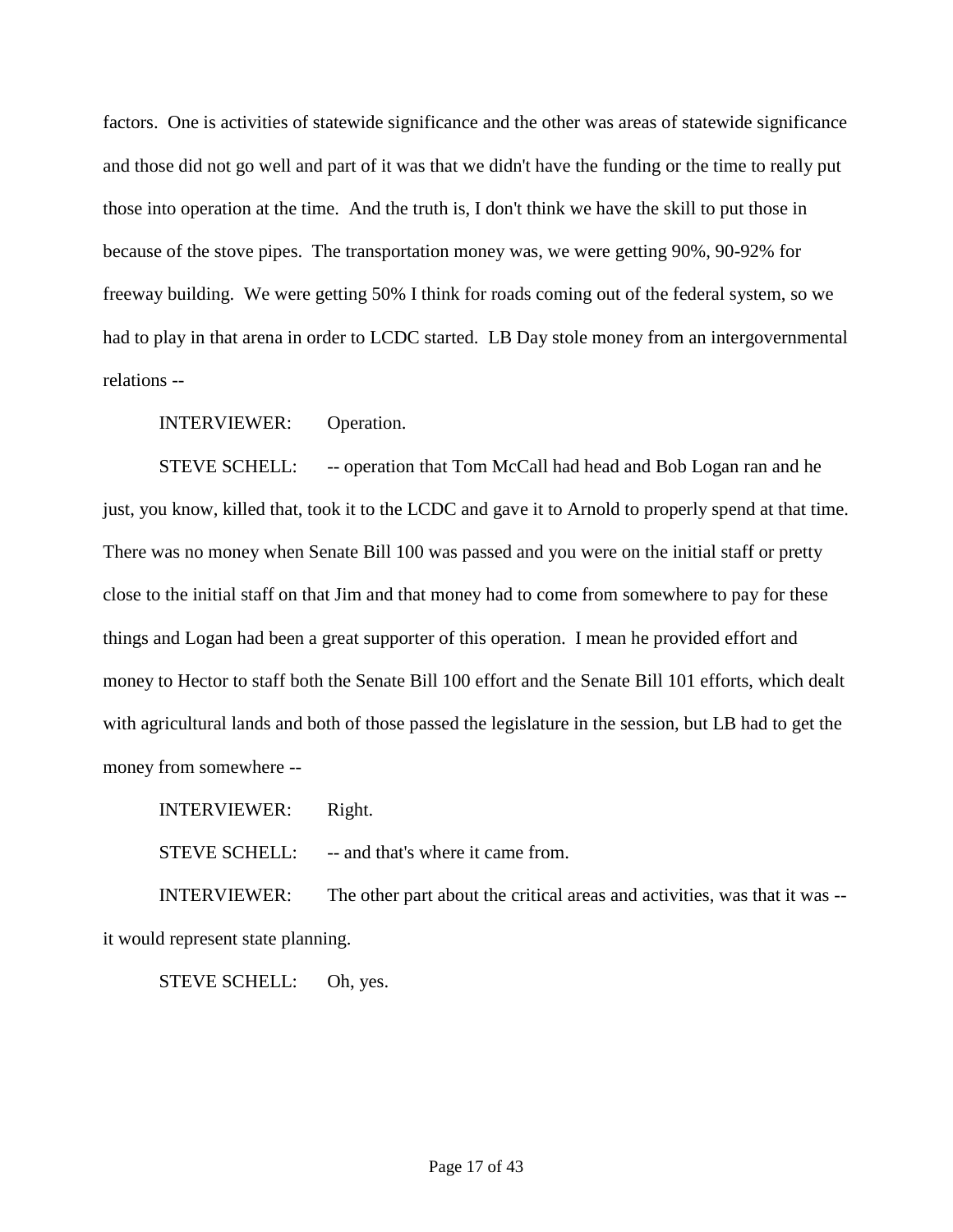factors. One is activities of statewide significance and the other was areas of statewide significance and those did not go well and part of it was that we didn't have the funding or the time to really put those into operation at the time. And the truth is, I don't think we have the skill to put those in because of the stove pipes. The transportation money was, we were getting 90%, 90-92% for freeway building. We were getting 50% I think for roads coming out of the federal system, so we had to play in that arena in order to LCDC started. LB Day stole money from an intergovernmental relations --

INTERVIEWER: Operation.

STEVE SCHELL: -- operation that Tom McCall had head and Bob Logan ran and he just, you know, killed that, took it to the LCDC and gave it to Arnold to properly spend at that time. There was no money when Senate Bill 100 was passed and you were on the initial staff or pretty close to the initial staff on that Jim and that money had to come from somewhere to pay for these things and Logan had been a great supporter of this operation. I mean he provided effort and money to Hector to staff both the Senate Bill 100 effort and the Senate Bill 101 efforts, which dealt with agricultural lands and both of those passed the legislature in the session, but LB had to get the money from somewhere --

INTERVIEWER: Right.

STEVE SCHELL: -- and that's where it came from.

INTERVIEWER: The other part about the critical areas and activities, was that it was -- it would represent state planning.

STEVE SCHELL: Oh, yes.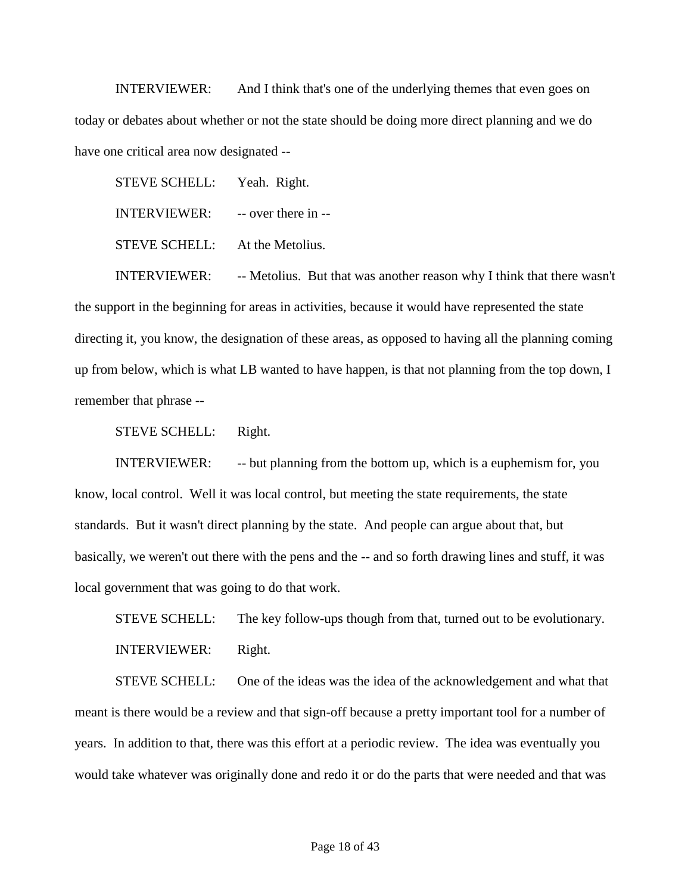INTERVIEWER: And I think that's one of the underlying themes that even goes on today or debates about whether or not the state should be doing more direct planning and we do have one critical area now designated --

STEVE SCHELL: Yeah. Right.

INTERVIEWER: -- over there in --

STEVE SCHELL: At the Metolius.

INTERVIEWER: -- Metolius. But that was another reason why I think that there wasn't the support in the beginning for areas in activities, because it would have represented the state directing it, you know, the designation of these areas, as opposed to having all the planning coming up from below, which is what LB wanted to have happen, is that not planning from the top down, I remember that phrase --

STEVE SCHELL: Right.

INTERVIEWER: -- but planning from the bottom up, which is a euphemism for, you know, local control. Well it was local control, but meeting the state requirements, the state standards. But it wasn't direct planning by the state. And people can argue about that, but basically, we weren't out there with the pens and the -- and so forth drawing lines and stuff, it was local government that was going to do that work.

STEVE SCHELL: The key follow-ups though from that, turned out to be evolutionary.

INTERVIEWER: Right.

STEVE SCHELL: One of the ideas was the idea of the acknowledgement and what that meant is there would be a review and that sign-off because a pretty important tool for a number of years. In addition to that, there was this effort at a periodic review. The idea was eventually you would take whatever was originally done and redo it or do the parts that were needed and that was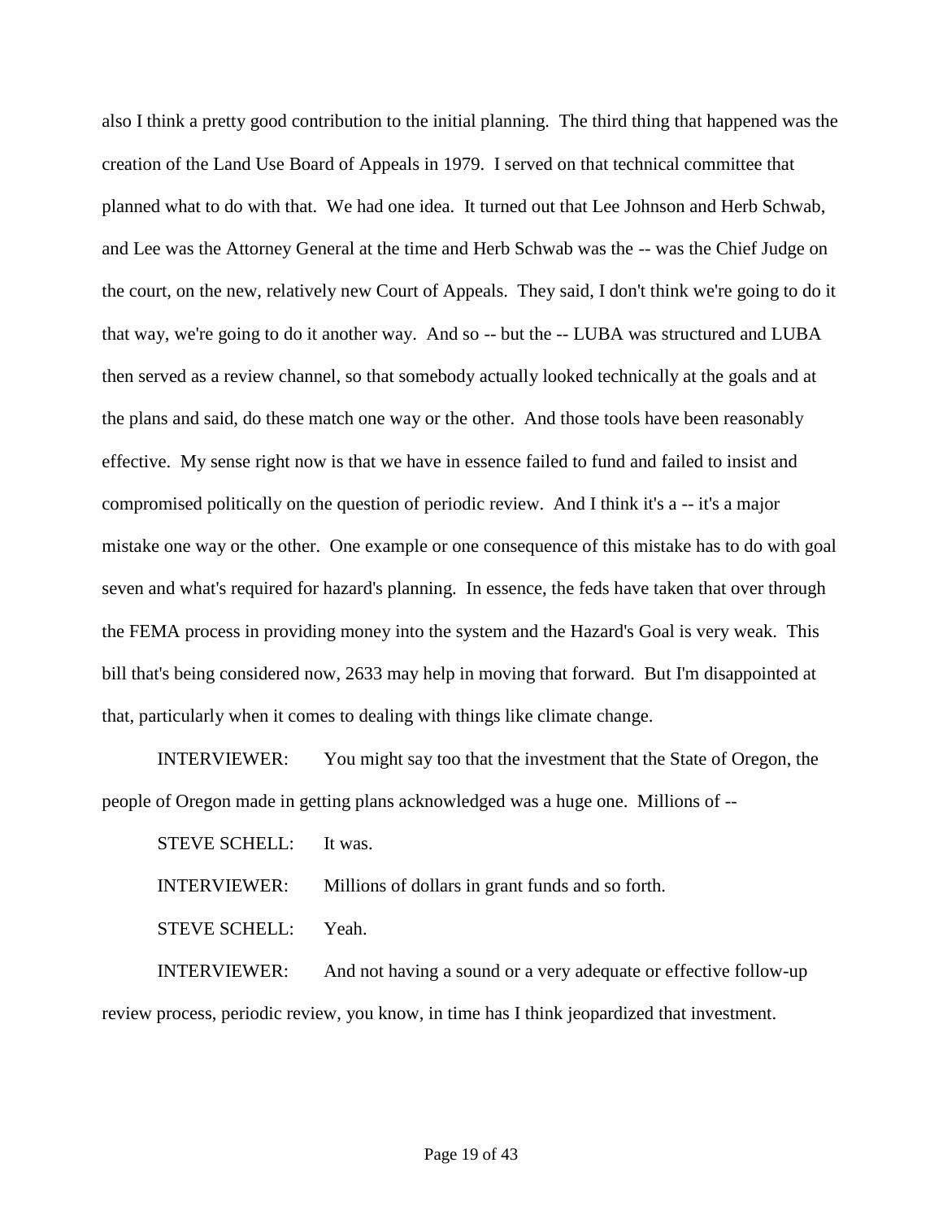also I think a pretty good contribution to the initial planning. The third thing that happened was the creation of the Land Use Board of Appeals in 1979. I served on that technical committee that planned what to do with that. We had one idea. It turned out that Lee Johnson and Herb Schwab, and Lee was the Attorney General at the time and Herb Schwab was the -- was the Chief Judge on the court, on the new, relatively new Court of Appeals. They said, I don't think we're going to do it that way, we're going to do it another way. And so -- but the -- LUBA was structured and LUBA then served as a review channel, so that somebody actually looked technically at the goals and at the plans and said, do these match one way or the other. And those tools have been reasonably effective. My sense right now is that we have in essence failed to fund and failed to insist and compromised politically on the question of periodic review. And I think it's a -- it's a major mistake one way or the other. One example or one consequence of this mistake has to do with goal seven and what's required for hazard's planning. In essence, the feds have taken that over through the FEMA process in providing money into the system and the Hazard's Goal is very weak. This bill that's being considered now, 2633 may help in moving that forward. But I'm disappointed at that, particularly when it comes to dealing with things like climate change.

INTERVIEWER: You might say too that the investment that the State of Oregon, the people of Oregon made in getting plans acknowledged was a huge one. Millions of --

STEVE SCHELL: It was.

INTERVIEWER: Millions of dollars in grant funds and so forth.

STEVE SCHELL: Yeah.

INTERVIEWER: And not having a sound or a very adequate or effective follow-up review process, periodic review, you know, in time has I think jeopardized that investment.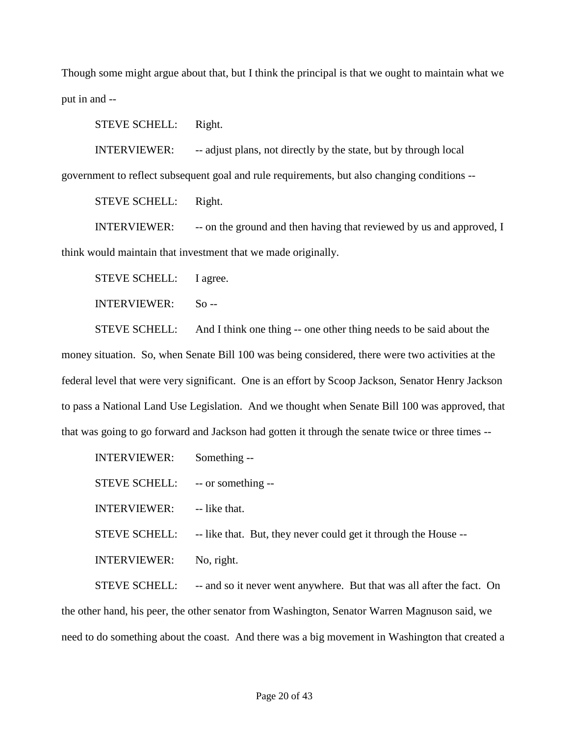Though some might argue about that, but I think the principal is that we ought to maintain what we put in and --

STEVE SCHELL: Right.

INTERVIEWER: -- adjust plans, not directly by the state, but by through local government to reflect subsequent goal and rule requirements, but also changing conditions --

STEVE SCHELL: Right.

INTERVIEWER: -- on the ground and then having that reviewed by us and approved, I think would maintain that investment that we made originally.

STEVE SCHELL: I agree.

INTERVIEWER: So --

STEVE SCHELL: And I think one thing -- one other thing needs to be said about the money situation. So, when Senate Bill 100 was being considered, there were two activities at the federal level that were very significant. One is an effort by Scoop Jackson, Senator Henry Jackson to pass a National Land Use Legislation. And we thought when Senate Bill 100 was approved, that that was going to go forward and Jackson had gotten it through the senate twice or three times --

INTERVIEWER: Something --

STEVE SCHELL: -- or something --

INTERVIEWER: -- like that.

STEVE SCHELL: -- like that. But, they never could get it through the House --

INTERVIEWER: No, right.

STEVE SCHELL: -- and so it never went anywhere. But that was all after the fact. On the other hand, his peer, the other senator from Washington, Senator Warren Magnuson said, we need to do something about the coast. And there was a big movement in Washington that created a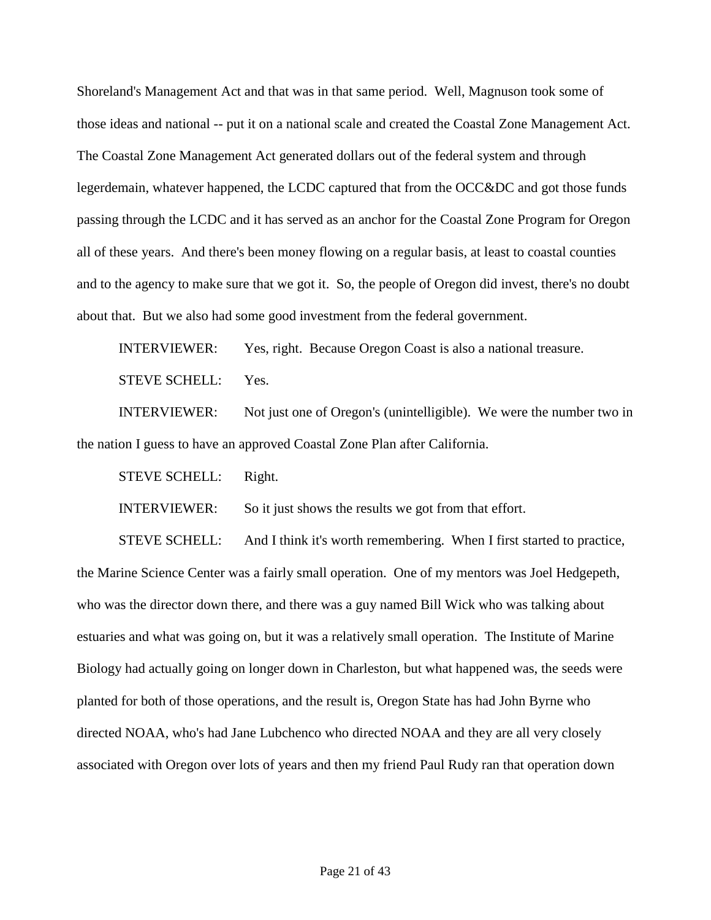Shoreland's Management Act and that was in that same period. Well, Magnuson took some of those ideas and national -- put it on a national scale and created the Coastal Zone Management Act. The Coastal Zone Management Act generated dollars out of the federal system and through legerdemain, whatever happened, the LCDC captured that from the OCC&DC and got those funds passing through the LCDC and it has served as an anchor for the Coastal Zone Program for Oregon all of these years. And there's been money flowing on a regular basis, at least to coastal counties and to the agency to make sure that we got it. So, the people of Oregon did invest, there's no doubt about that. But we also had some good investment from the federal government.

INTERVIEWER: Yes, right. Because Oregon Coast is also a national treasure.

STEVE SCHELL: Yes.

INTERVIEWER: Not just one of Oregon's (unintelligible). We were the number two in the nation I guess to have an approved Coastal Zone Plan after California.

STEVE SCHELL: Right.

INTERVIEWER: So it just shows the results we got from that effort.

STEVE SCHELL: And I think it's worth remembering. When I first started to practice, the Marine Science Center was a fairly small operation. One of my mentors was Joel Hedgepeth, who was the director down there, and there was a guy named Bill Wick who was talking about estuaries and what was going on, but it was a relatively small operation. The Institute of Marine Biology had actually going on longer down in Charleston, but what happened was, the seeds were planted for both of those operations, and the result is, Oregon State has had John Byrne who directed NOAA, who's had Jane Lubchenco who directed NOAA and they are all very closely associated with Oregon over lots of years and then my friend Paul Rudy ran that operation down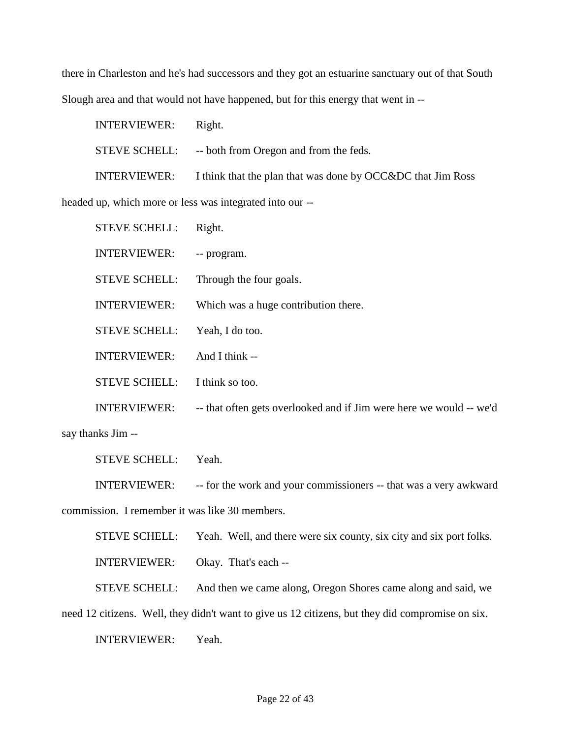there in Charleston and he's had successors and they got an estuarine sanctuary out of that South Slough area and that would not have happened, but for this energy that went in --

INTERVIEWER: Right.

STEVE SCHELL: -- both from Oregon and from the feds.

INTERVIEWER: I think that the plan that was done by OCC&DC that Jim Ross headed up, which more or less was integrated into our --

STEVE SCHELL: Right.

INTERVIEWER: -- program.

STEVE SCHELL: Through the four goals.

INTERVIEWER: Which was a huge contribution there.

STEVE SCHELL: Yeah, I do too.

INTERVIEWER: And I think --

STEVE SCHELL: I think so too.

INTERVIEWER: -- that often gets overlooked and if Jim were here we would -- we'd say thanks Jim --

STEVE SCHELL: Yeah.

INTERVIEWER: -- for the work and your commissioners -- that was a very awkward commission. I remember it was like 30 members.

STEVE SCHELL: Yeah. Well, and there were six county, six city and six port folks.

INTERVIEWER: Okay. That's each --

STEVE SCHELL: And then we came along, Oregon Shores came along and said, we need 12 citizens. Well, they didn't want to give us 12 citizens, but they did compromise on six.

INTERVIEWER: Yeah.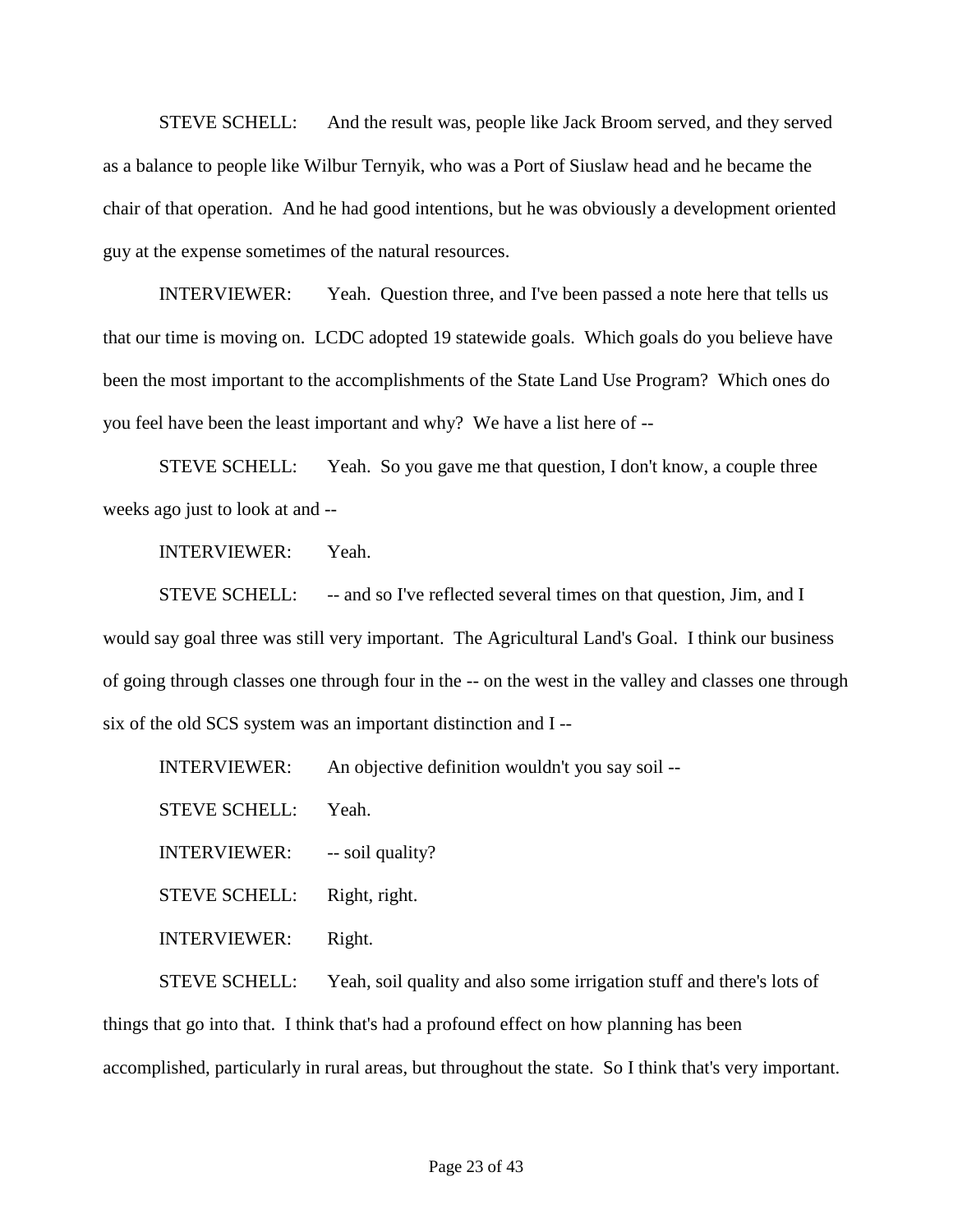STEVE SCHELL: And the result was, people like Jack Broom served, and they served as a balance to people like Wilbur Ternyik, who was a Port of Siuslaw head and he became the chair of that operation. And he had good intentions, but he was obviously a development oriented guy at the expense sometimes of the natural resources.

INTERVIEWER: Yeah. Question three, and I've been passed a note here that tells us that our time is moving on. LCDC adopted 19 statewide goals. Which goals do you believe have been the most important to the accomplishments of the State Land Use Program? Which ones do you feel have been the least important and why? We have a list here of --

STEVE SCHELL: Yeah. So you gave me that question, I don't know, a couple three weeks ago just to look at and --

INTERVIEWER: Yeah.

STEVE SCHELL: -- and so I've reflected several times on that question, Jim, and I would say goal three was still very important. The Agricultural Land's Goal. I think our business of going through classes one through four in the -- on the west in the valley and classes one through six of the old SCS system was an important distinction and I --

INTERVIEWER: An objective definition wouldn't you say soil --

STEVE SCHELL: Yeah.

INTERVIEWER: -- soil quality?

STEVE SCHELL: Right, right.

INTERVIEWER: Right.

STEVE SCHELL: Yeah, soil quality and also some irrigation stuff and there's lots of things that go into that. I think that's had a profound effect on how planning has been accomplished, particularly in rural areas, but throughout the state. So I think that's very important.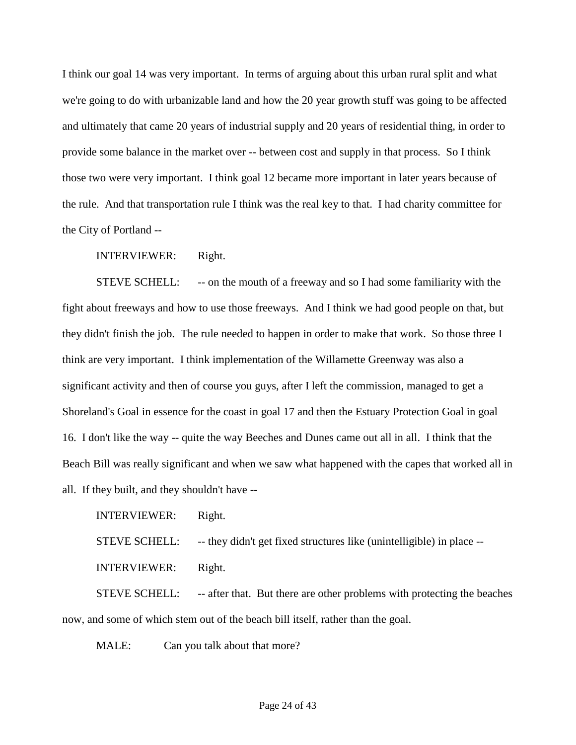I think our goal 14 was very important. In terms of arguing about this urban rural split and what we're going to do with urbanizable land and how the 20 year growth stuff was going to be affected and ultimately that came 20 years of industrial supply and 20 years of residential thing, in order to provide some balance in the market over -- between cost and supply in that process. So I think those two were very important. I think goal 12 became more important in later years because of the rule. And that transportation rule I think was the real key to that. I had charity committee for the City of Portland --

INTERVIEWER: Right.

STEVE SCHELL: -- on the mouth of a freeway and so I had some familiarity with the fight about freeways and how to use those freeways. And I think we had good people on that, but they didn't finish the job. The rule needed to happen in order to make that work. So those three I think are very important. I think implementation of the Willamette Greenway was also a significant activity and then of course you guys, after I left the commission, managed to get a Shoreland's Goal in essence for the coast in goal 17 and then the Estuary Protection Goal in goal 16. I don't like the way -- quite the way Beeches and Dunes came out all in all. I think that the Beach Bill was really significant and when we saw what happened with the capes that worked all in all. If they built, and they shouldn't have --

INTERVIEWER: Right.

STEVE SCHELL: -- they didn't get fixed structures like (unintelligible) in place --

INTERVIEWER: Right.

STEVE SCHELL: -- after that. But there are other problems with protecting the beaches now, and some of which stem out of the beach bill itself, rather than the goal.

MALE: Can you talk about that more?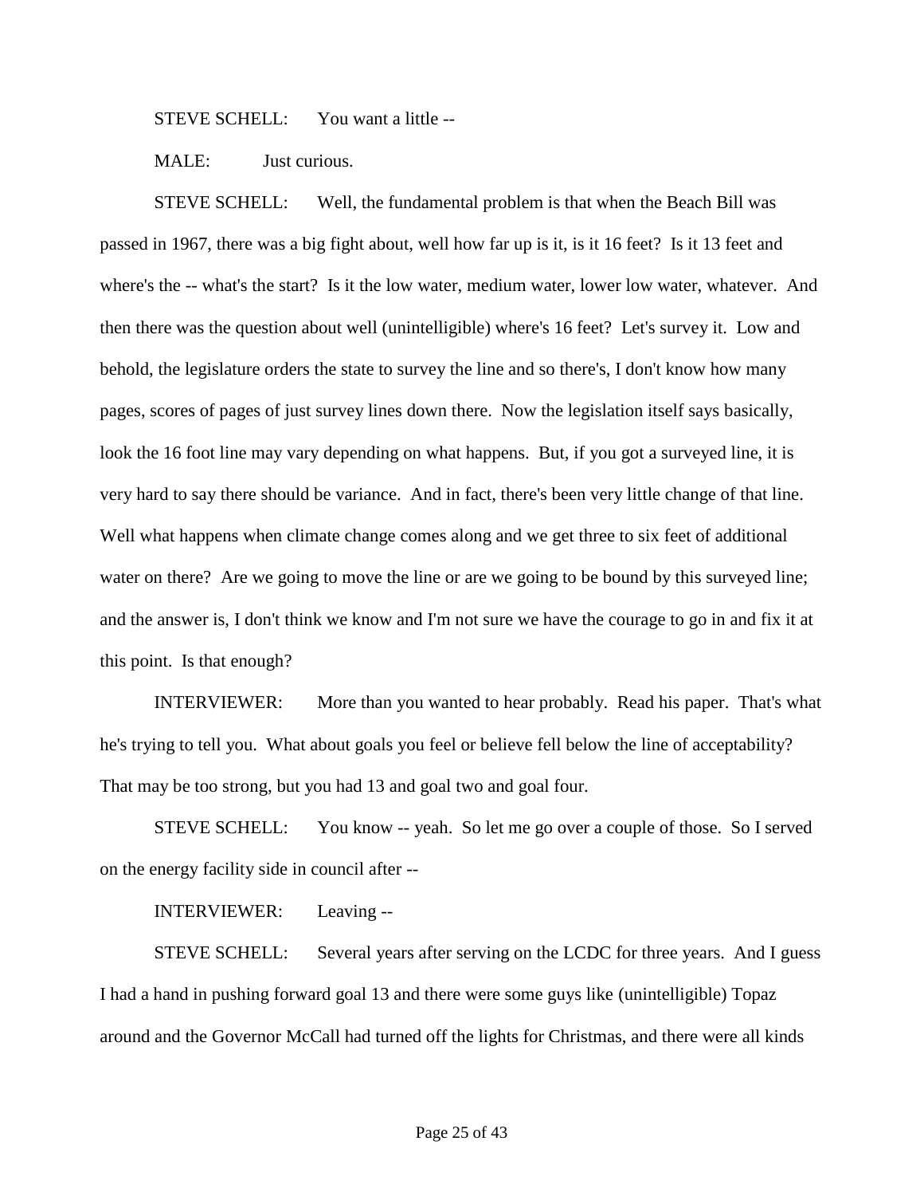STEVE SCHELL: You want a little --

MALE: Just curious.

STEVE SCHELL: Well, the fundamental problem is that when the Beach Bill was passed in 1967, there was a big fight about, well how far up is it, is it 16 feet? Is it 13 feet and where's the -- what's the start? Is it the low water, medium water, lower low water, whatever. And then there was the question about well (unintelligible) where's 16 feet? Let's survey it. Low and behold, the legislature orders the state to survey the line and so there's, I don't know how many pages, scores of pages of just survey lines down there. Now the legislation itself says basically, look the 16 foot line may vary depending on what happens. But, if you got a surveyed line, it is very hard to say there should be variance. And in fact, there's been very little change of that line. Well what happens when climate change comes along and we get three to six feet of additional water on there? Are we going to move the line or are we going to be bound by this surveyed line; and the answer is, I don't think we know and I'm not sure we have the courage to go in and fix it at this point. Is that enough?

INTERVIEWER: More than you wanted to hear probably. Read his paper. That's what he's trying to tell you. What about goals you feel or believe fell below the line of acceptability? That may be too strong, but you had 13 and goal two and goal four.

STEVE SCHELL: You know -- yeah. So let me go over a couple of those. So I served on the energy facility side in council after --

INTERVIEWER: Leaving --

STEVE SCHELL: Several years after serving on the LCDC for three years. And I guess I had a hand in pushing forward goal 13 and there were some guys like (unintelligible) Topaz around and the Governor McCall had turned off the lights for Christmas, and there were all kinds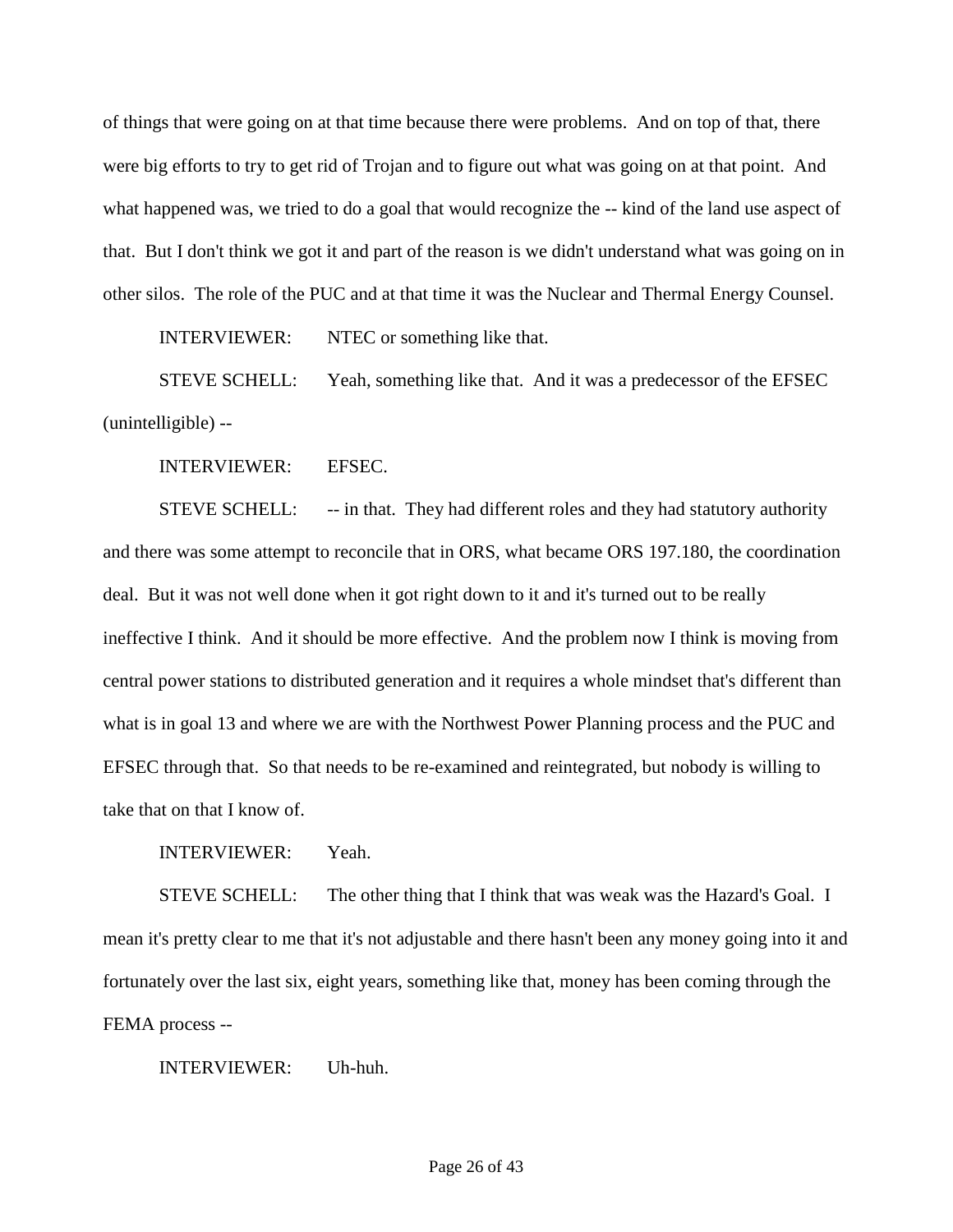of things that were going on at that time because there were problems. And on top of that, there were big efforts to try to get rid of Trojan and to figure out what was going on at that point. And what happened was, we tried to do a goal that would recognize the -- kind of the land use aspect of that. But I don't think we got it and part of the reason is we didn't understand what was going on in other silos. The role of the PUC and at that time it was the Nuclear and Thermal Energy Counsel.

INTERVIEWER: NTEC or something like that.

STEVE SCHELL: Yeah, something like that. And it was a predecessor of the EFSEC (unintelligible) --

INTERVIEWER: EFSEC.

STEVE SCHELL: -- in that. They had different roles and they had statutory authority and there was some attempt to reconcile that in ORS, what became ORS 197.180, the coordination deal. But it was not well done when it got right down to it and it's turned out to be really ineffective I think. And it should be more effective. And the problem now I think is moving from central power stations to distributed generation and it requires a whole mindset that's different than what is in goal 13 and where we are with the Northwest Power Planning process and the PUC and EFSEC through that. So that needs to be re-examined and reintegrated, but nobody is willing to take that on that I know of.

INTERVIEWER: Yeah.

STEVE SCHELL: The other thing that I think that was weak was the Hazard's Goal. I mean it's pretty clear to me that it's not adjustable and there hasn't been any money going into it and fortunately over the last six, eight years, something like that, money has been coming through the FEMA process --

INTERVIEWER: Uh-huh.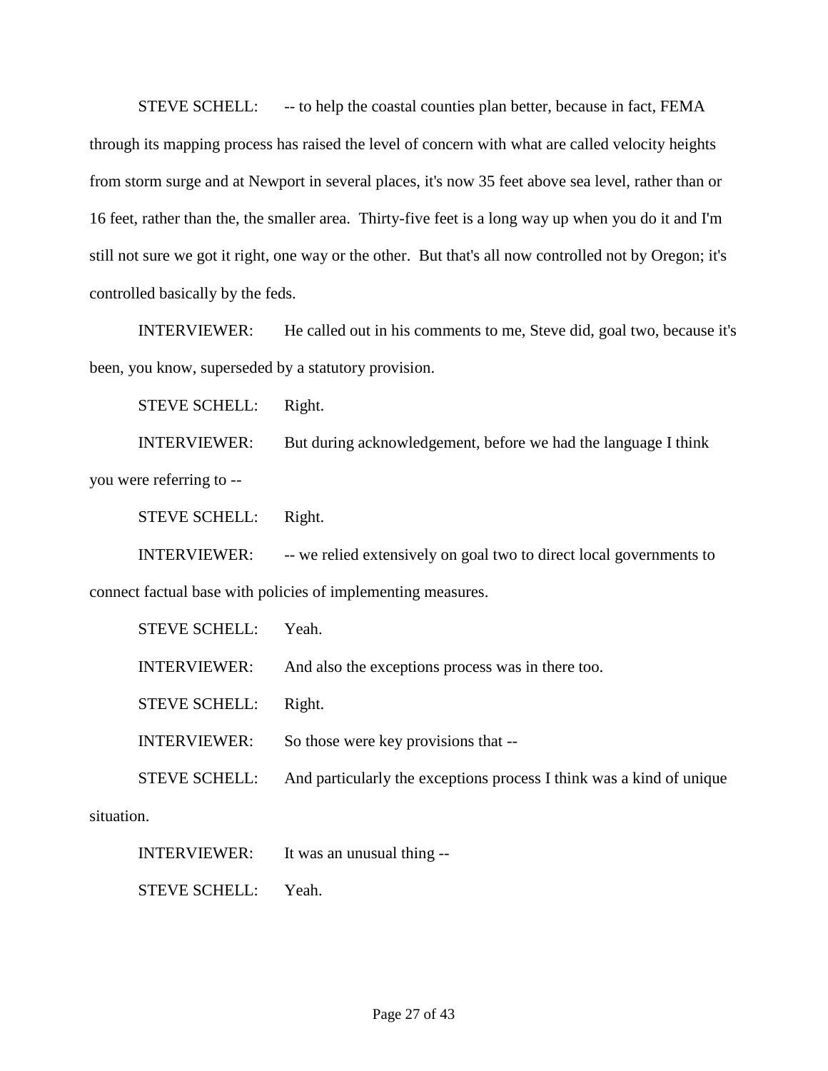STEVE SCHELL: -- to help the coastal counties plan better, because in fact, FEMA through its mapping process has raised the level of concern with what are called velocity heights from storm surge and at Newport in several places, it's now 35 feet above sea level, rather than or 16 feet, rather than the, the smaller area. Thirty-five feet is a long way up when you do it and I'm still not sure we got it right, one way or the other. But that's all now controlled not by Oregon; it's controlled basically by the feds.

INTERVIEWER: He called out in his comments to me, Steve did, goal two, because it's been, you know, superseded by a statutory provision.

STEVE SCHELL: Right.

INTERVIEWER: But during acknowledgement, before we had the language I think you were referring to --

STEVE SCHELL: Right.

INTERVIEWER: -- we relied extensively on goal two to direct local governments to connect factual base with policies of implementing measures.

STEVE SCHELL: Yeah.

INTERVIEWER: And also the exceptions process was in there too.

STEVE SCHELL: Right.

INTERVIEWER: So those were key provisions that --

STEVE SCHELL: And particularly the exceptions process I think was a kind of unique situation.

INTERVIEWER: It was an unusual thing --

STEVE SCHELL: Yeah.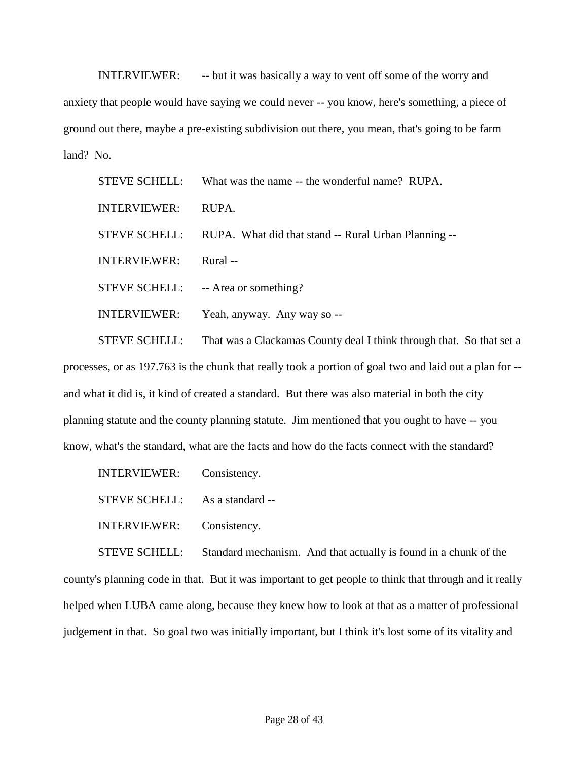INTERVIEWER: -- but it was basically a way to vent off some of the worry and anxiety that people would have saying we could never -- you know, here's something, a piece of ground out there, maybe a pre-existing subdivision out there, you mean, that's going to be farm land? No.

STEVE SCHELL: What was the name -- the wonderful name? RUPA.

INTERVIEWER: RUPA.

STEVE SCHELL: RUPA. What did that stand -- Rural Urban Planning --

INTERVIEWER: Rural --

STEVE SCHELL: -- Area or something?

INTERVIEWER: Yeah, anyway. Any way so --

STEVE SCHELL: That was a Clackamas County deal I think through that. So that set a processes, or as 197.763 is the chunk that really took a portion of goal two and laid out a plan for -- and what it did is, it kind of created a standard. But there was also material in both the city planning statute and the county planning statute. Jim mentioned that you ought to have -- you know, what's the standard, what are the facts and how do the facts connect with the standard?

INTERVIEWER: Consistency.

STEVE SCHELL: As a standard --

INTERVIEWER: Consistency.

STEVE SCHELL: Standard mechanism. And that actually is found in a chunk of the county's planning code in that. But it was important to get people to think that through and it really helped when LUBA came along, because they knew how to look at that as a matter of professional judgement in that. So goal two was initially important, but I think it's lost some of its vitality and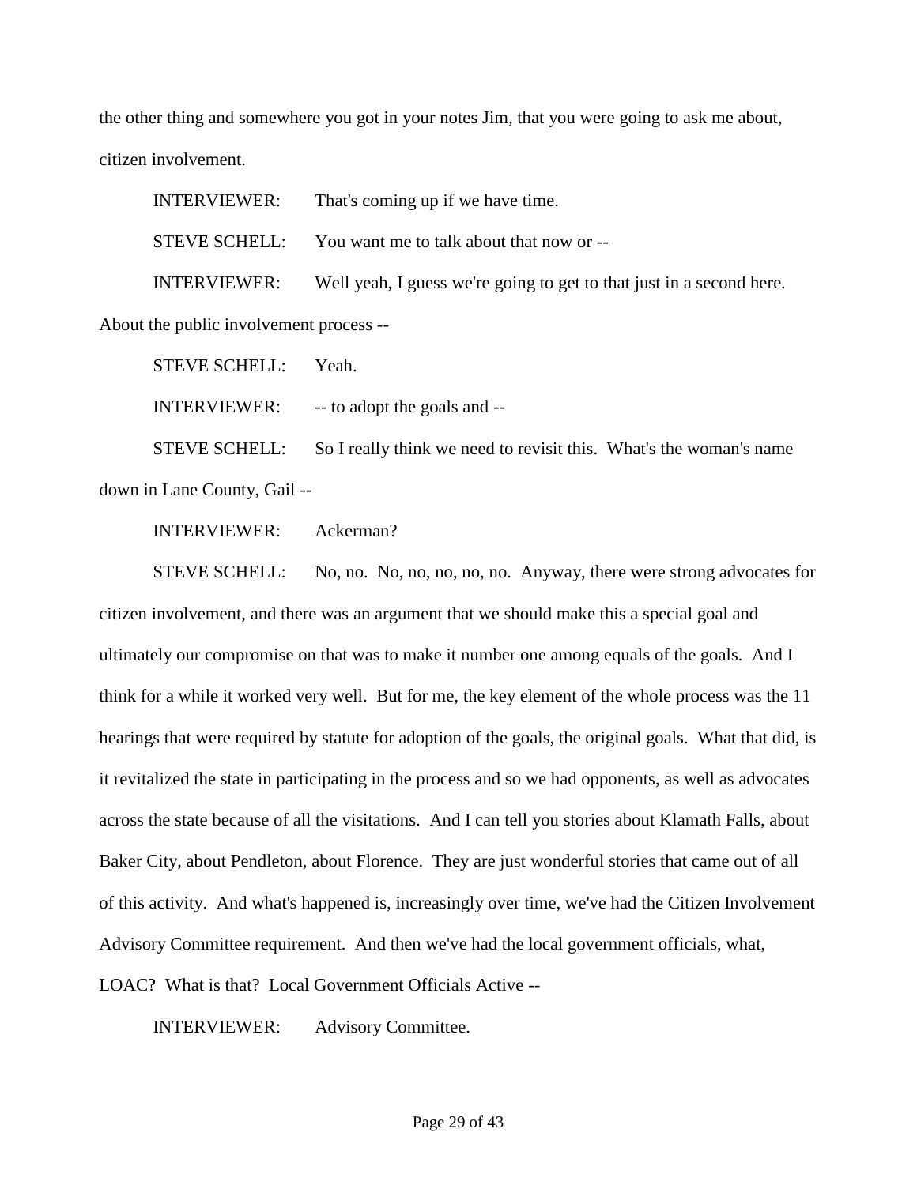the other thing and somewhere you got in your notes Jim, that you were going to ask me about, citizen involvement.

INTERVIEWER: That's coming up if we have time.

STEVE SCHELL: You want me to talk about that now or --

INTERVIEWER: Well yeah, I guess we're going to get to that just in a second here. About the public involvement process --

STEVE SCHELL: Yeah.

INTERVIEWER: -- to adopt the goals and --

STEVE SCHELL: So I really think we need to revisit this. What's the woman's name down in Lane County, Gail --

INTERVIEWER: Ackerman?

STEVE SCHELL: No, no. No, no, no, no, no. Anyway, there were strong advocates for citizen involvement, and there was an argument that we should make this a special goal and ultimately our compromise on that was to make it number one among equals of the goals. And I think for a while it worked very well. But for me, the key element of the whole process was the 11 hearings that were required by statute for adoption of the goals, the original goals. What that did, is it revitalized the state in participating in the process and so we had opponents, as well as advocates across the state because of all the visitations. And I can tell you stories about Klamath Falls, about Baker City, about Pendleton, about Florence. They are just wonderful stories that came out of all of this activity. And what's happened is, increasingly over time, we've had the Citizen Involvement Advisory Committee requirement. And then we've had the local government officials, what, LOAC? What is that? Local Government Officials Active --

INTERVIEWER: Advisory Committee.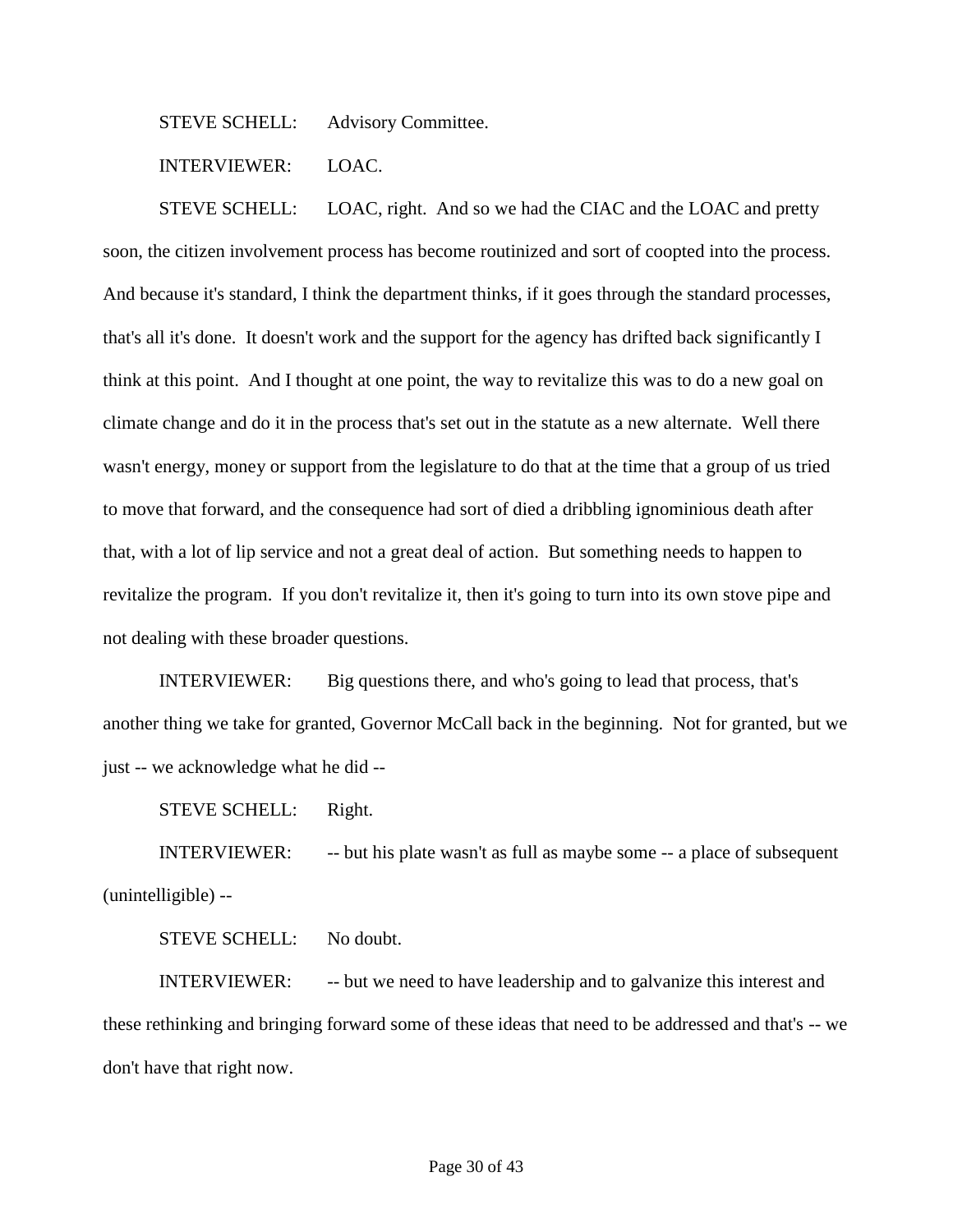STEVE SCHELL: Advisory Committee.

INTERVIEWER: LOAC.

STEVE SCHELL: LOAC, right. And so we had the CIAC and the LOAC and pretty soon, the citizen involvement process has become routinized and sort of coopted into the process. And because it's standard, I think the department thinks, if it goes through the standard processes, that's all it's done. It doesn't work and the support for the agency has drifted back significantly I think at this point. And I thought at one point, the way to revitalize this was to do a new goal on climate change and do it in the process that's set out in the statute as a new alternate. Well there wasn't energy, money or support from the legislature to do that at the time that a group of us tried to move that forward, and the consequence had sort of died a dribbling ignominious death after that, with a lot of lip service and not a great deal of action. But something needs to happen to revitalize the program. If you don't revitalize it, then it's going to turn into its own stove pipe and not dealing with these broader questions.

INTERVIEWER: Big questions there, and who's going to lead that process, that's another thing we take for granted, Governor McCall back in the beginning. Not for granted, but we just -- we acknowledge what he did --

STEVE SCHELL: Right.

INTERVIEWER: -- but his plate wasn't as full as maybe some -- a place of subsequent (unintelligible) --

STEVE SCHELL: No doubt.

INTERVIEWER: -- but we need to have leadership and to galvanize this interest and these rethinking and bringing forward some of these ideas that need to be addressed and that's -- we don't have that right now.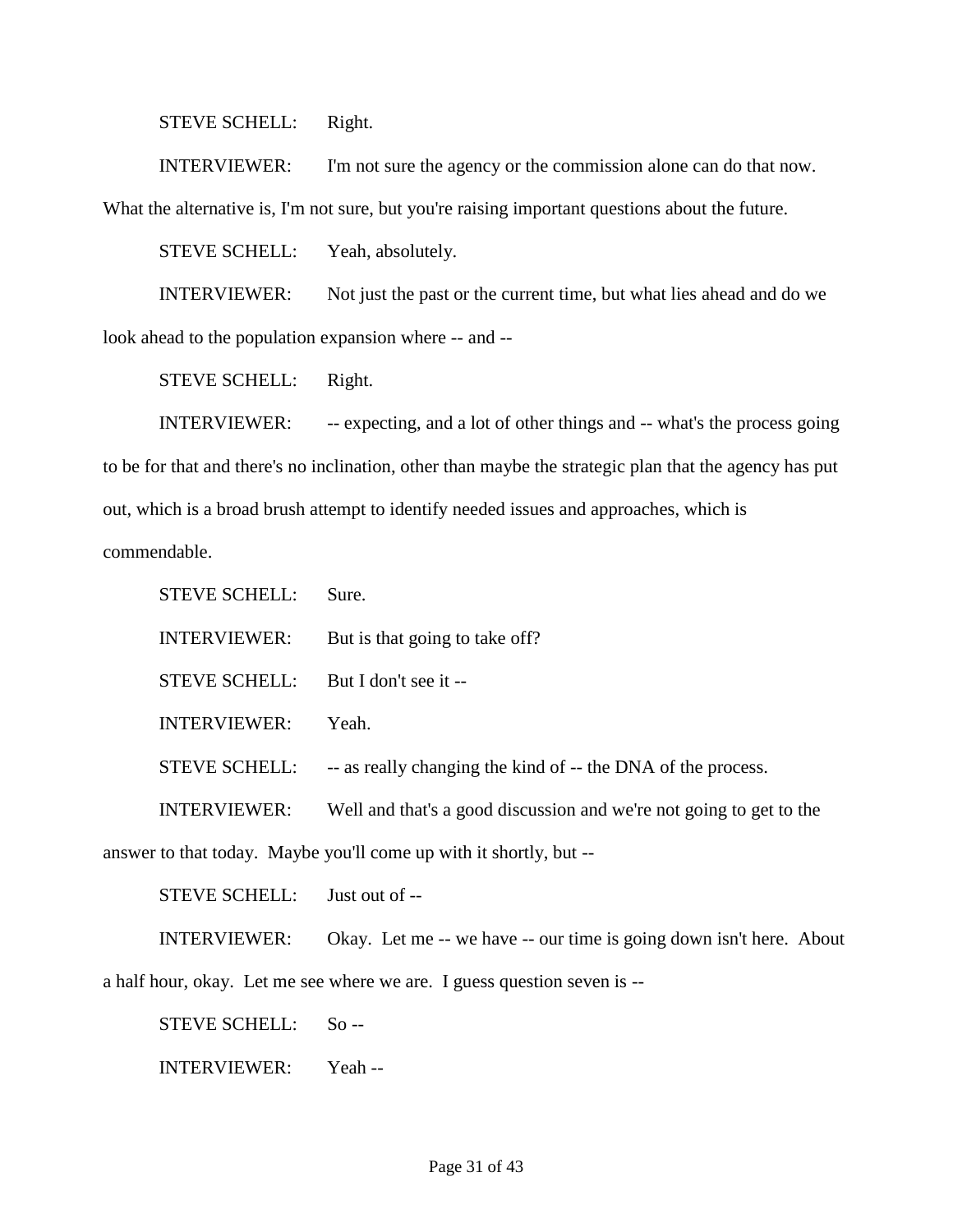STEVE SCHELL: Right.

INTERVIEWER: I'm not sure the agency or the commission alone can do that now. What the alternative is, I'm not sure, but you're raising important questions about the future.

STEVE SCHELL: Yeah, absolutely.

INTERVIEWER: Not just the past or the current time, but what lies ahead and do we look ahead to the population expansion where -- and --

STEVE SCHELL: Right.

INTERVIEWER: -- expecting, and a lot of other things and -- what's the process going to be for that and there's no inclination, other than maybe the strategic plan that the agency has put out, which is a broad brush attempt to identify needed issues and approaches, which is commendable.

STEVE SCHELL: Sure.

INTERVIEWER: But is that going to take off?

STEVE SCHELL: But I don't see it --

INTERVIEWER: Yeah.

STEVE SCHELL: -- as really changing the kind of -- the DNA of the process.

INTERVIEWER: Well and that's a good discussion and we're not going to get to the answer to that today. Maybe you'll come up with it shortly, but --

STEVE SCHELL: Just out of --

INTERVIEWER: Okay. Let me -- we have -- our time is going down isn't here. About a half hour, okay. Let me see where we are. I guess question seven is --

STEVE SCHELL: So --

INTERVIEWER: Yeah --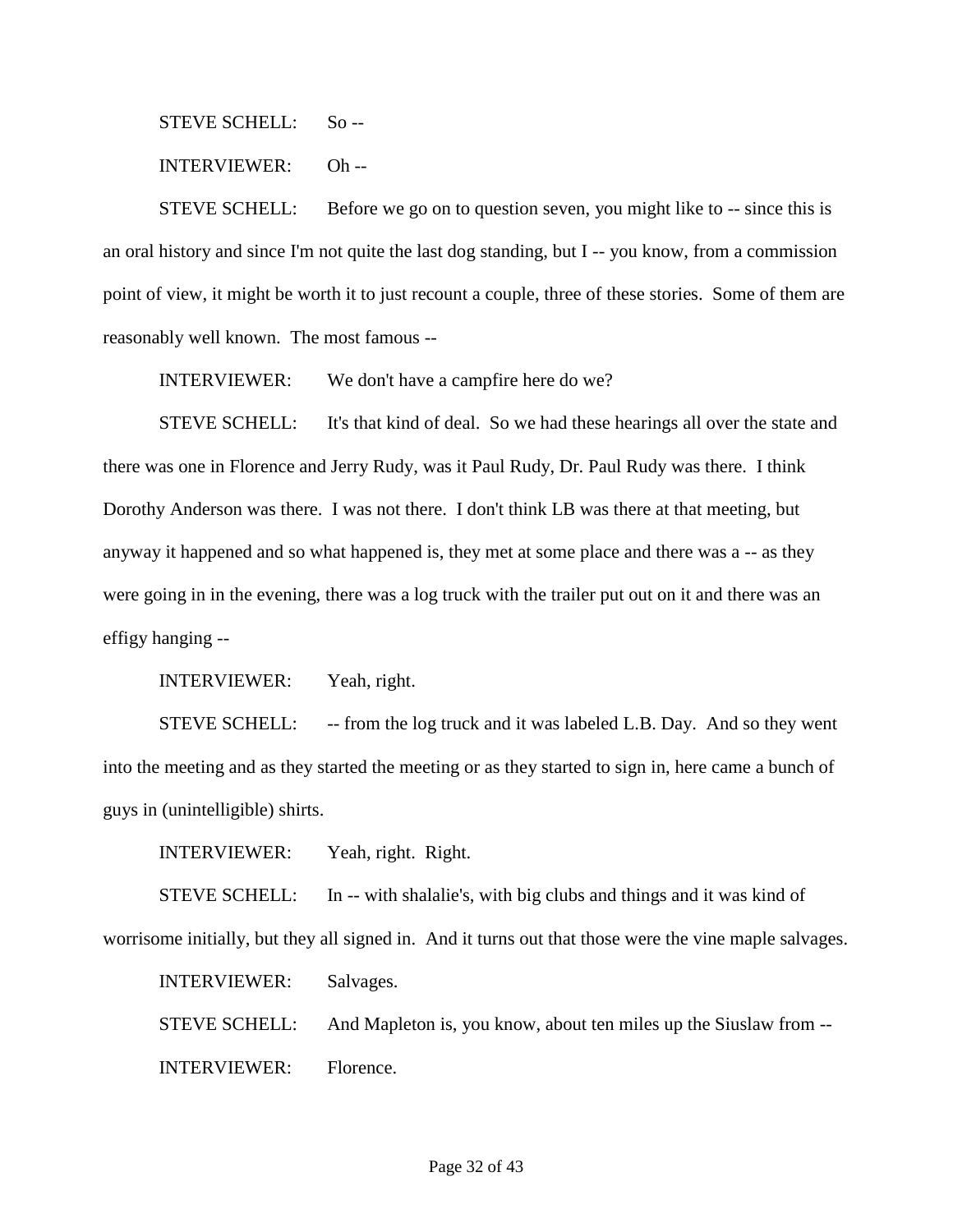STEVE SCHELL: So --

INTERVIEWER: Oh --

STEVE SCHELL: Before we go on to question seven, you might like to -- since this is an oral history and since I'm not quite the last dog standing, but I -- you know, from a commission point of view, it might be worth it to just recount a couple, three of these stories. Some of them are reasonably well known. The most famous --

INTERVIEWER: We don't have a campfire here do we?

STEVE SCHELL: It's that kind of deal. So we had these hearings all over the state and there was one in Florence and Jerry Rudy, was it Paul Rudy, Dr. Paul Rudy was there. I think Dorothy Anderson was there. I was not there. I don't think LB was there at that meeting, but anyway it happened and so what happened is, they met at some place and there was a -- as they were going in in the evening, there was a log truck with the trailer put out on it and there was an effigy hanging --

INTERVIEWER: Yeah, right.

STEVE SCHELL: -- from the log truck and it was labeled L.B. Day. And so they went into the meeting and as they started the meeting or as they started to sign in, here came a bunch of guys in (unintelligible) shirts.

INTERVIEWER: Yeah, right. Right.

STEVE SCHELL: In -- with shalalie's, with big clubs and things and it was kind of worrisome initially, but they all signed in. And it turns out that those were the vine maple salvages.

INTERVIEWER: Salvages.

STEVE SCHELL: And Mapleton is, you know, about ten miles up the Siuslaw from --

INTERVIEWER: Florence.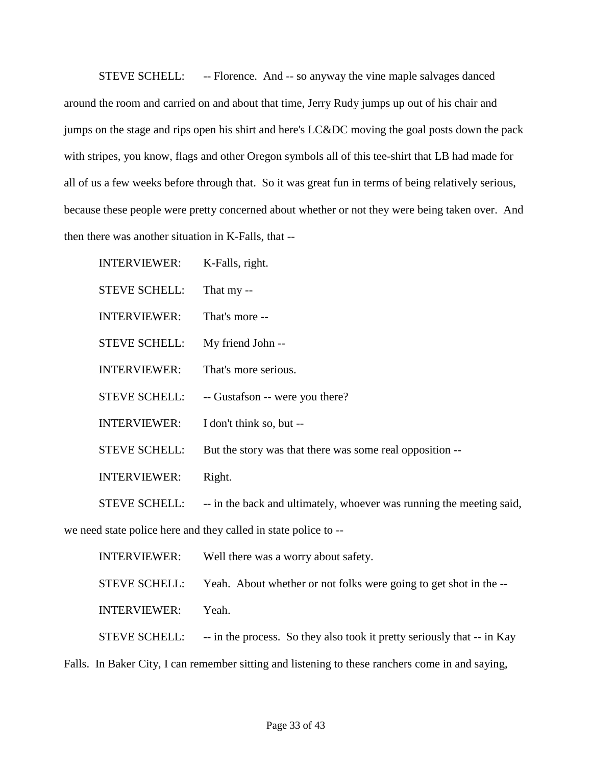STEVE SCHELL: -- Florence. And -- so anyway the vine maple salvages danced around the room and carried on and about that time, Jerry Rudy jumps up out of his chair and jumps on the stage and rips open his shirt and here's LC&DC moving the goal posts down the pack with stripes, you know, flags and other Oregon symbols all of this tee-shirt that LB had made for all of us a few weeks before through that. So it was great fun in terms of being relatively serious, because these people were pretty concerned about whether or not they were being taken over. And then there was another situation in K-Falls, that --

INTERVIEWER: K-Falls, right.

STEVE SCHELL: That my --

INTERVIEWER: That's more --

STEVE SCHELL: My friend John --

INTERVIEWER: That's more serious.

STEVE SCHELL: -- Gustafson -- were you there?

INTERVIEWER: I don't think so, but --

STEVE SCHELL: But the story was that there was some real opposition --

INTERVIEWER: Right.

STEVE SCHELL: -- in the back and ultimately, whoever was running the meeting said, we need state police here and they called in state police to --

INTERVIEWER: Well there was a worry about safety.

STEVE SCHELL: Yeah. About whether or not folks were going to get shot in the --

INTERVIEWER: Yeah.

STEVE SCHELL: -- in the process. So they also took it pretty seriously that -- in Kay Falls. In Baker City, I can remember sitting and listening to these ranchers come in and saying,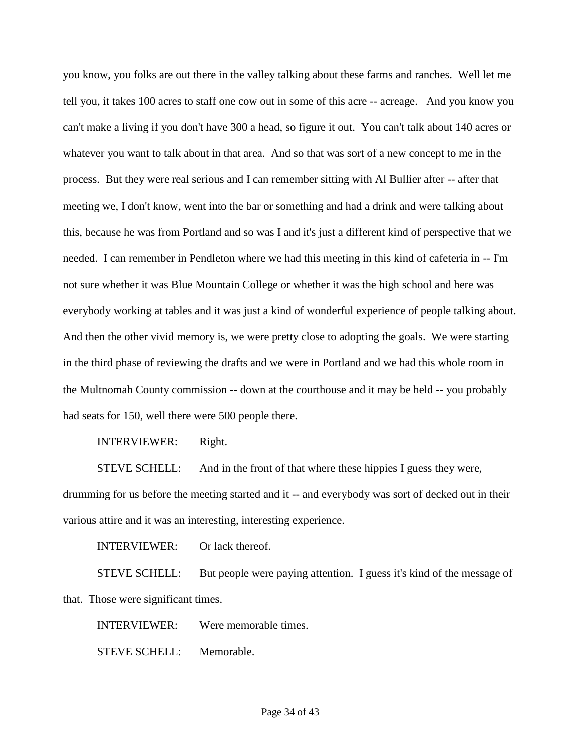you know, you folks are out there in the valley talking about these farms and ranches. Well let me tell you, it takes 100 acres to staff one cow out in some of this acre -- acreage. And you know you can't make a living if you don't have 300 a head, so figure it out. You can't talk about 140 acres or whatever you want to talk about in that area. And so that was sort of a new concept to me in the process. But they were real serious and I can remember sitting with Al Bullier after -- after that meeting we, I don't know, went into the bar or something and had a drink and were talking about this, because he was from Portland and so was I and it's just a different kind of perspective that we needed. I can remember in Pendleton where we had this meeting in this kind of cafeteria in -- I'm not sure whether it was Blue Mountain College or whether it was the high school and here was everybody working at tables and it was just a kind of wonderful experience of people talking about. And then the other vivid memory is, we were pretty close to adopting the goals. We were starting in the third phase of reviewing the drafts and we were in Portland and we had this whole room in the Multnomah County commission -- down at the courthouse and it may be held -- you probably had seats for 150, well there were 500 people there.

INTERVIEWER: Right.

STEVE SCHELL: And in the front of that where these hippies I guess they were, drumming for us before the meeting started and it -- and everybody was sort of decked out in their various attire and it was an interesting, interesting experience.

INTERVIEWER: Or lack thereof.

STEVE SCHELL: But people were paying attention. I guess it's kind of the message of that. Those were significant times.

INTERVIEWER: Were memorable times.

STEVE SCHELL: Memorable.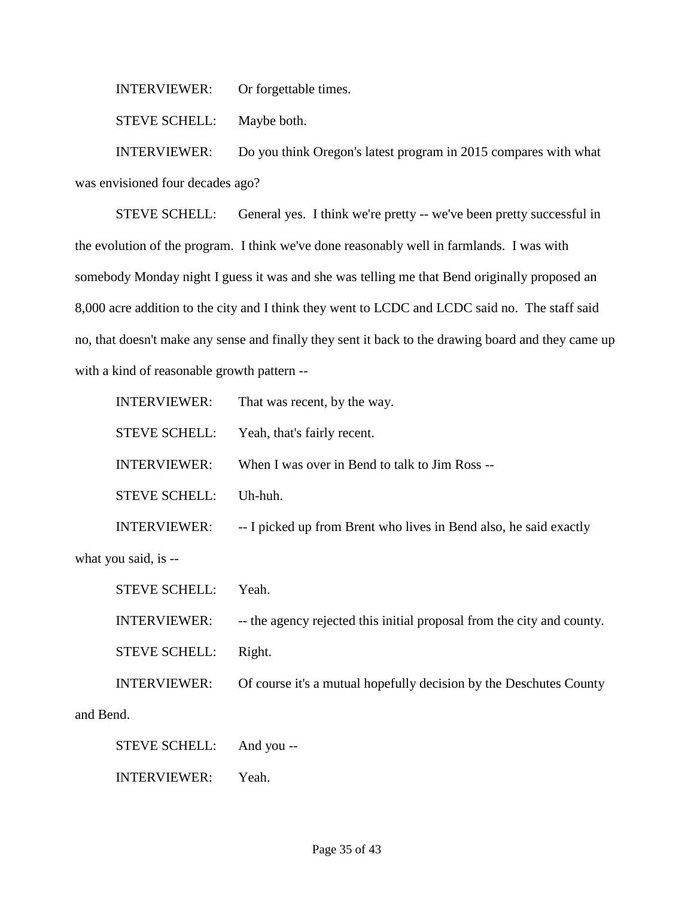INTERVIEWER: Or forgettable times.

STEVE SCHELL: Maybe both.

INTERVIEWER: Do you think Oregon's latest program in 2015 compares with what was envisioned four decades ago?

STEVE SCHELL: General yes. I think we're pretty -- we've been pretty successful in the evolution of the program. I think we've done reasonably well in farmlands. I was with somebody Monday night I guess it was and she was telling me that Bend originally proposed an 8,000 acre addition to the city and I think they went to LCDC and LCDC said no. The staff said no, that doesn't make any sense and finally they sent it back to the drawing board and they came up with a kind of reasonable growth pattern --

INTERVIEWER: That was recent, by the way.

STEVE SCHELL: Yeah, that's fairly recent.

INTERVIEWER: When I was over in Bend to talk to Jim Ross --

STEVE SCHELL: Uh-huh.

INTERVIEWER: -- I picked up from Brent who lives in Bend also, he said exactly what you said, is --

STEVE SCHELL: Yeah.

INTERVIEWER: -- the agency rejected this initial proposal from the city and county.

STEVE SCHELL: Right.

INTERVIEWER: Of course it's a mutual hopefully decision by the Deschutes County and Bend.

STEVE SCHELL: And you --

INTERVIEWER: Yeah.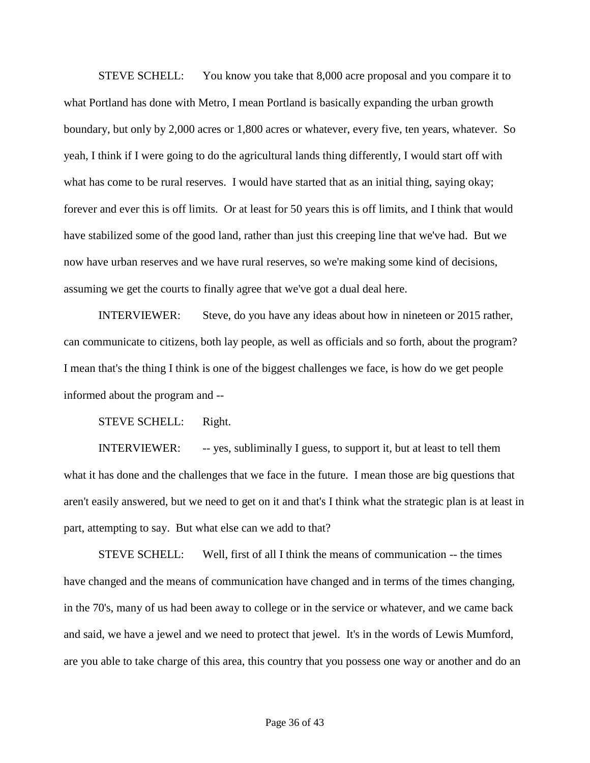STEVE SCHELL: You know you take that 8,000 acre proposal and you compare it to what Portland has done with Metro, I mean Portland is basically expanding the urban growth boundary, but only by 2,000 acres or 1,800 acres or whatever, every five, ten years, whatever. So yeah, I think if I were going to do the agricultural lands thing differently, I would start off with what has come to be rural reserves. I would have started that as an initial thing, saying okay; forever and ever this is off limits. Or at least for 50 years this is off limits, and I think that would have stabilized some of the good land, rather than just this creeping line that we've had. But we now have urban reserves and we have rural reserves, so we're making some kind of decisions, assuming we get the courts to finally agree that we've got a dual deal here.

INTERVIEWER: Steve, do you have any ideas about how in nineteen or 2015 rather, can communicate to citizens, both lay people, as well as officials and so forth, about the program? I mean that's the thing I think is one of the biggest challenges we face, is how do we get people informed about the program and --

STEVE SCHELL: Right.

INTERVIEWER: -- yes, subliminally I guess, to support it, but at least to tell them what it has done and the challenges that we face in the future. I mean those are big questions that aren't easily answered, but we need to get on it and that's I think what the strategic plan is at least in part, attempting to say. But what else can we add to that?

STEVE SCHELL: Well, first of all I think the means of communication -- the times have changed and the means of communication have changed and in terms of the times changing, in the 70's, many of us had been away to college or in the service or whatever, and we came back and said, we have a jewel and we need to protect that jewel. It's in the words of Lewis Mumford, are you able to take charge of this area, this country that you possess one way or another and do an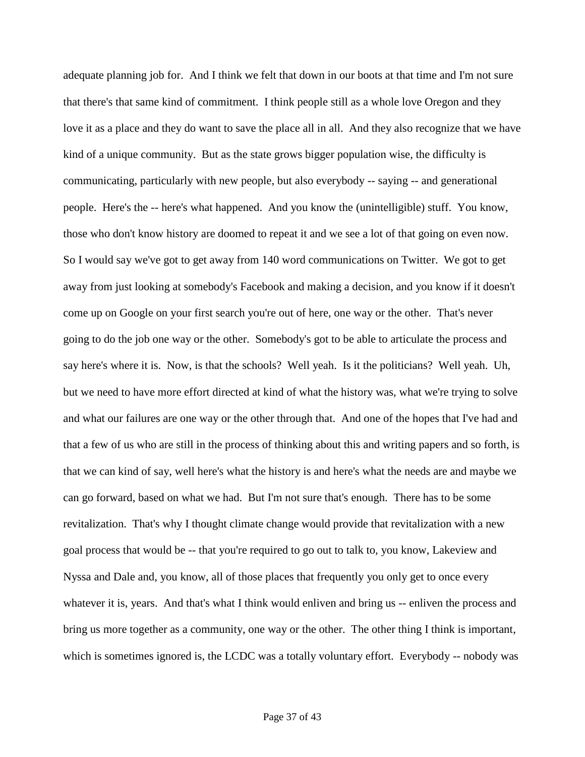adequate planning job for. And I think we felt that down in our boots at that time and I'm not sure that there's that same kind of commitment. I think people still as a whole love Oregon and they love it as a place and they do want to save the place all in all. And they also recognize that we have kind of a unique community. But as the state grows bigger population wise, the difficulty is communicating, particularly with new people, but also everybody -- saying -- and generational people. Here's the -- here's what happened. And you know the (unintelligible) stuff. You know, those who don't know history are doomed to repeat it and we see a lot of that going on even now. So I would say we've got to get away from 140 word communications on Twitter. We got to get away from just looking at somebody's Facebook and making a decision, and you know if it doesn't come up on Google on your first search you're out of here, one way or the other. That's never going to do the job one way or the other. Somebody's got to be able to articulate the process and say here's where it is. Now, is that the schools? Well yeah. Is it the politicians? Well yeah. Uh, but we need to have more effort directed at kind of what the history was, what we're trying to solve and what our failures are one way or the other through that. And one of the hopes that I've had and that a few of us who are still in the process of thinking about this and writing papers and so forth, is that we can kind of say, well here's what the history is and here's what the needs are and maybe we can go forward, based on what we had. But I'm not sure that's enough. There has to be some revitalization. That's why I thought climate change would provide that revitalization with a new goal process that would be -- that you're required to go out to talk to, you know, Lakeview and Nyssa and Dale and, you know, all of those places that frequently you only get to once every whatever it is, years. And that's what I think would enliven and bring us -- enliven the process and bring us more together as a community, one way or the other. The other thing I think is important, which is sometimes ignored is, the LCDC was a totally voluntary effort. Everybody -- nobody was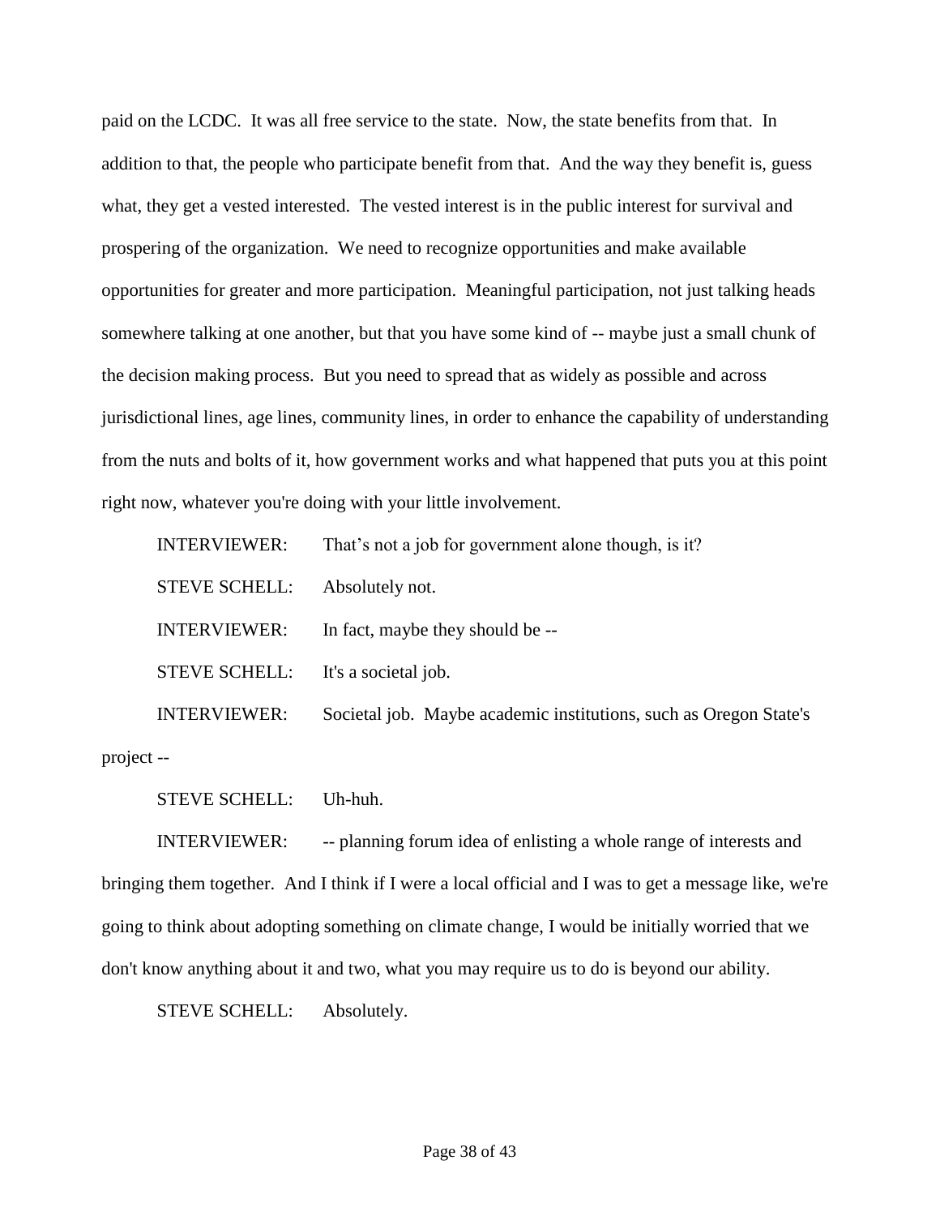paid on the LCDC. It was all free service to the state. Now, the state benefits from that. In addition to that, the people who participate benefit from that. And the way they benefit is, guess what, they get a vested interested. The vested interest is in the public interest for survival and prospering of the organization. We need to recognize opportunities and make available opportunities for greater and more participation. Meaningful participation, not just talking heads somewhere talking at one another, but that you have some kind of -- maybe just a small chunk of the decision making process. But you need to spread that as widely as possible and across jurisdictional lines, age lines, community lines, in order to enhance the capability of understanding from the nuts and bolts of it, how government works and what happened that puts you at this point right now, whatever you're doing with your little involvement.

INTERVIEWER: That's not a job for government alone though, is it?

STEVE SCHELL: Absolutely not.

INTERVIEWER: In fact, maybe they should be --

STEVE SCHELL: It's a societal job.

INTERVIEWER: Societal job. Maybe academic institutions, such as Oregon State's project --

STEVE SCHELL: Uh-huh.

INTERVIEWER: -- planning forum idea of enlisting a whole range of interests and bringing them together. And I think if I were a local official and I was to get a message like, we're going to think about adopting something on climate change, I would be initially worried that we don't know anything about it and two, what you may require us to do is beyond our ability.

STEVE SCHELL: Absolutely.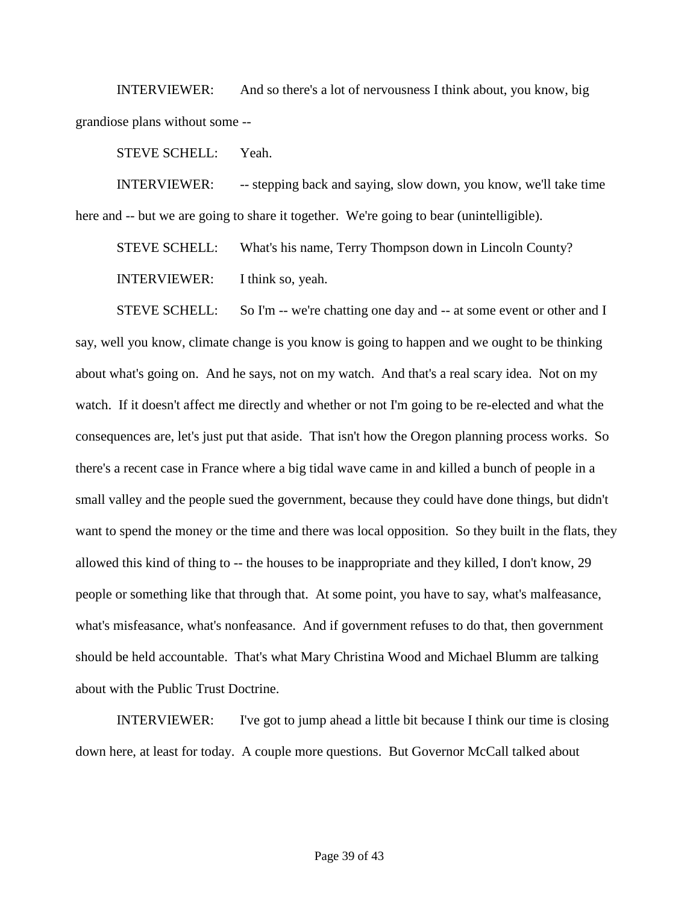INTERVIEWER: And so there's a lot of nervousness I think about, you know, big grandiose plans without some --

STEVE SCHELL: Yeah.

INTERVIEWER: -- stepping back and saying, slow down, you know, we'll take time here and -- but we are going to share it together. We're going to bear (unintelligible).

STEVE SCHELL: What's his name, Terry Thompson down in Lincoln County?

INTERVIEWER: I think so, yeah.

STEVE SCHELL: So I'm -- we're chatting one day and -- at some event or other and I say, well you know, climate change is you know is going to happen and we ought to be thinking about what's going on. And he says, not on my watch. And that's a real scary idea. Not on my watch. If it doesn't affect me directly and whether or not I'm going to be re-elected and what the consequences are, let's just put that aside. That isn't how the Oregon planning process works. So there's a recent case in France where a big tidal wave came in and killed a bunch of people in a small valley and the people sued the government, because they could have done things, but didn't want to spend the money or the time and there was local opposition. So they built in the flats, they allowed this kind of thing to -- the houses to be inappropriate and they killed, I don't know, 29 people or something like that through that. At some point, you have to say, what's malfeasance, what's misfeasance, what's nonfeasance. And if government refuses to do that, then government should be held accountable. That's what Mary Christina Wood and Michael Blumm are talking about with the Public Trust Doctrine.

INTERVIEWER: I've got to jump ahead a little bit because I think our time is closing down here, at least for today. A couple more questions. But Governor McCall talked about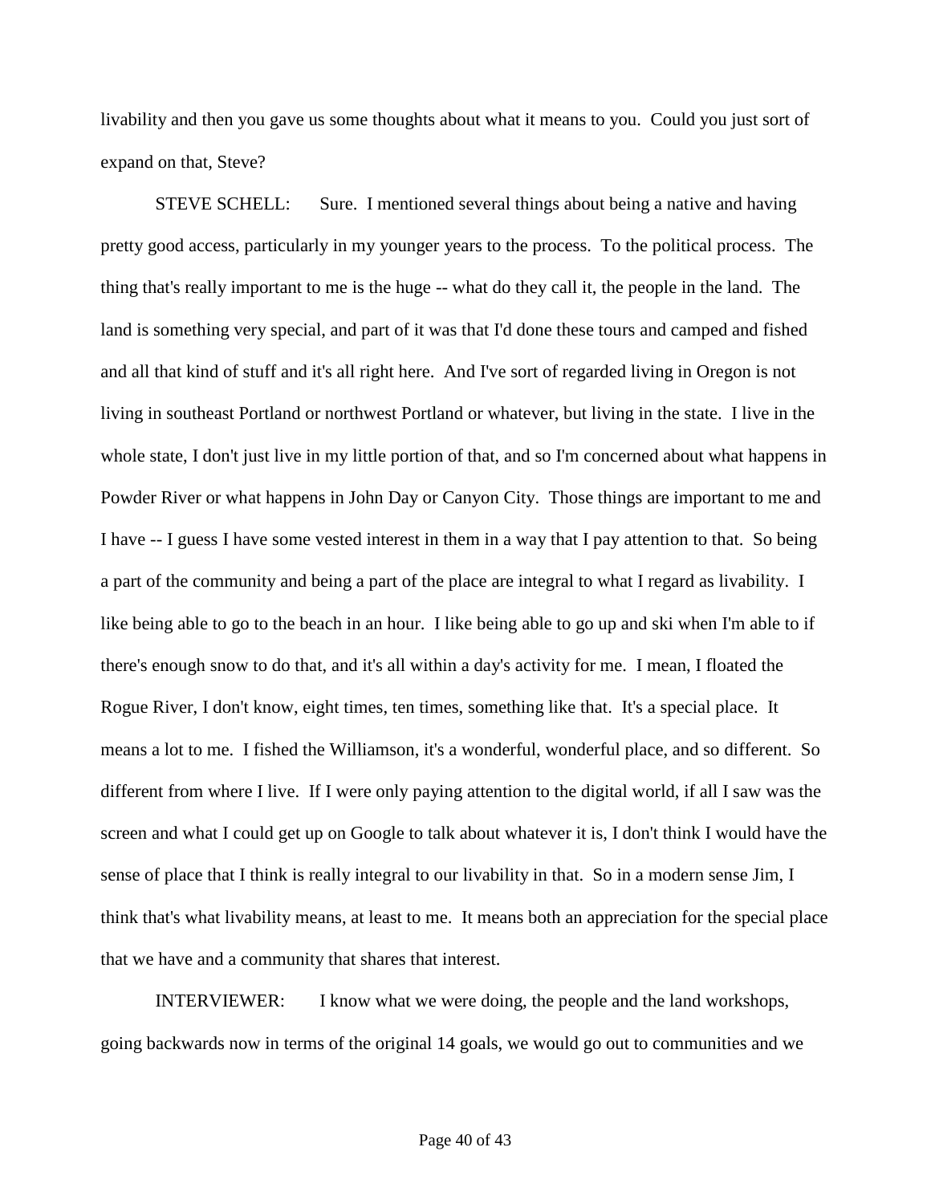livability and then you gave us some thoughts about what it means to you. Could you just sort of expand on that, Steve?

STEVE SCHELL: Sure. I mentioned several things about being a native and having pretty good access, particularly in my younger years to the process. To the political process. The thing that's really important to me is the huge -- what do they call it, the people in the land. The land is something very special, and part of it was that I'd done these tours and camped and fished and all that kind of stuff and it's all right here. And I've sort of regarded living in Oregon is not living in southeast Portland or northwest Portland or whatever, but living in the state. I live in the whole state, I don't just live in my little portion of that, and so I'm concerned about what happens in Powder River or what happens in John Day or Canyon City. Those things are important to me and I have -- I guess I have some vested interest in them in a way that I pay attention to that. So being a part of the community and being a part of the place are integral to what I regard as livability. I like being able to go to the beach in an hour. I like being able to go up and ski when I'm able to if there's enough snow to do that, and it's all within a day's activity for me. I mean, I floated the Rogue River, I don't know, eight times, ten times, something like that. It's a special place. It means a lot to me. I fished the Williamson, it's a wonderful, wonderful place, and so different. So different from where I live. If I were only paying attention to the digital world, if all I saw was the screen and what I could get up on Google to talk about whatever it is, I don't think I would have the sense of place that I think is really integral to our livability in that. So in a modern sense Jim, I think that's what livability means, at least to me. It means both an appreciation for the special place that we have and a community that shares that interest.

INTERVIEWER: I know what we were doing, the people and the land workshops, going backwards now in terms of the original 14 goals, we would go out to communities and we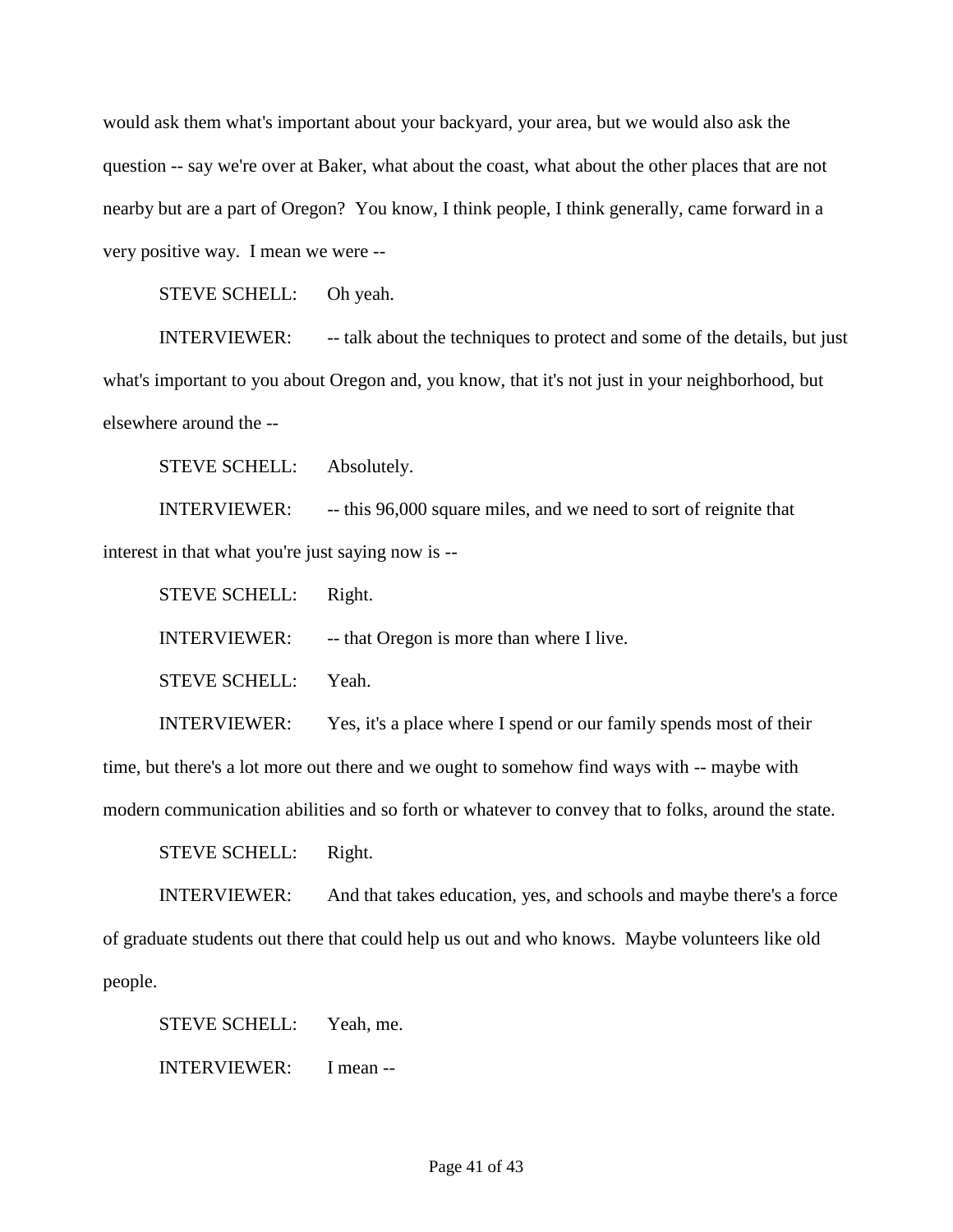would ask them what's important about your backyard, your area, but we would also ask the question -- say we're over at Baker, what about the coast, what about the other places that are not nearby but are a part of Oregon? You know, I think people, I think generally, came forward in a very positive way. I mean we were --

STEVE SCHELL: Oh yeah.

INTERVIEWER: -- talk about the techniques to protect and some of the details, but just what's important to you about Oregon and, you know, that it's not just in your neighborhood, but elsewhere around the --

STEVE SCHELL: Absolutely.

INTERVIEWER: -- this 96,000 square miles, and we need to sort of reignite that interest in that what you're just saying now is --

STEVE SCHELL: Right.

INTERVIEWER: -- that Oregon is more than where I live.

STEVE SCHELL: Yeah.

INTERVIEWER: Yes, it's a place where I spend or our family spends most of their time, but there's a lot more out there and we ought to somehow find ways with -- maybe with modern communication abilities and so forth or whatever to convey that to folks, around the state.

STEVE SCHELL: Right.

INTERVIEWER: And that takes education, yes, and schools and maybe there's a force of graduate students out there that could help us out and who knows. Maybe volunteers like old people.

STEVE SCHELL: Yeah, me.

INTERVIEWER: I mean --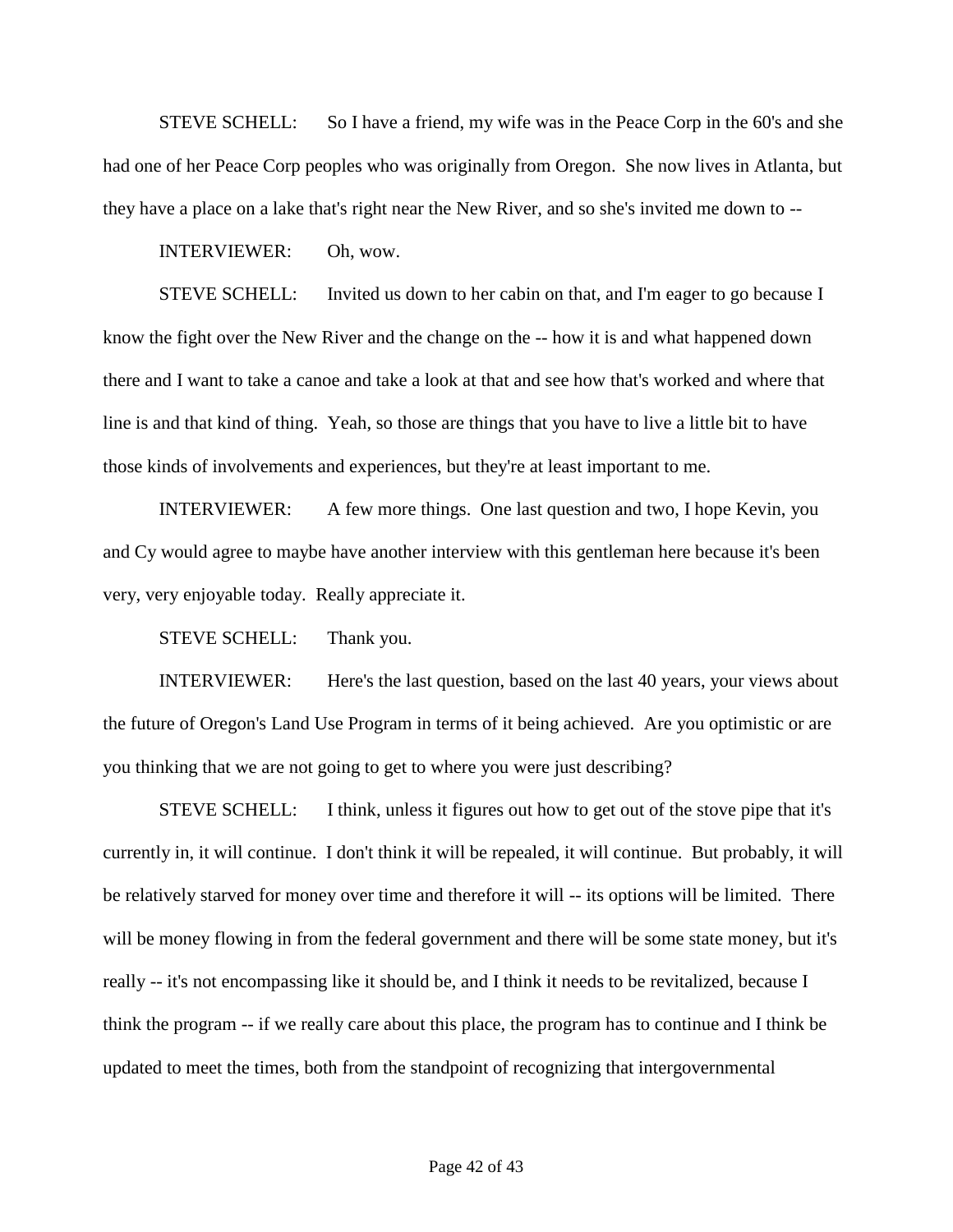STEVE SCHELL: So I have a friend, my wife was in the Peace Corp in the 60's and she had one of her Peace Corp peoples who was originally from Oregon. She now lives in Atlanta, but they have a place on a lake that's right near the New River, and so she's invited me down to --

INTERVIEWER: Oh, wow.

STEVE SCHELL: Invited us down to her cabin on that, and I'm eager to go because I know the fight over the New River and the change on the -- how it is and what happened down there and I want to take a canoe and take a look at that and see how that's worked and where that line is and that kind of thing. Yeah, so those are things that you have to live a little bit to have those kinds of involvements and experiences, but they're at least important to me.

INTERVIEWER: A few more things. One last question and two, I hope Kevin, you and Cy would agree to maybe have another interview with this gentleman here because it's been very, very enjoyable today. Really appreciate it.

STEVE SCHELL: Thank you.

INTERVIEWER: Here's the last question, based on the last 40 years, your views about the future of Oregon's Land Use Program in terms of it being achieved. Are you optimistic or are you thinking that we are not going to get to where you were just describing?

STEVE SCHELL: I think, unless it figures out how to get out of the stove pipe that it's currently in, it will continue. I don't think it will be repealed, it will continue. But probably, it will be relatively starved for money over time and therefore it will -- its options will be limited. There will be money flowing in from the federal government and there will be some state money, but it's really -- it's not encompassing like it should be, and I think it needs to be revitalized, because I think the program -- if we really care about this place, the program has to continue and I think be updated to meet the times, both from the standpoint of recognizing that intergovernmental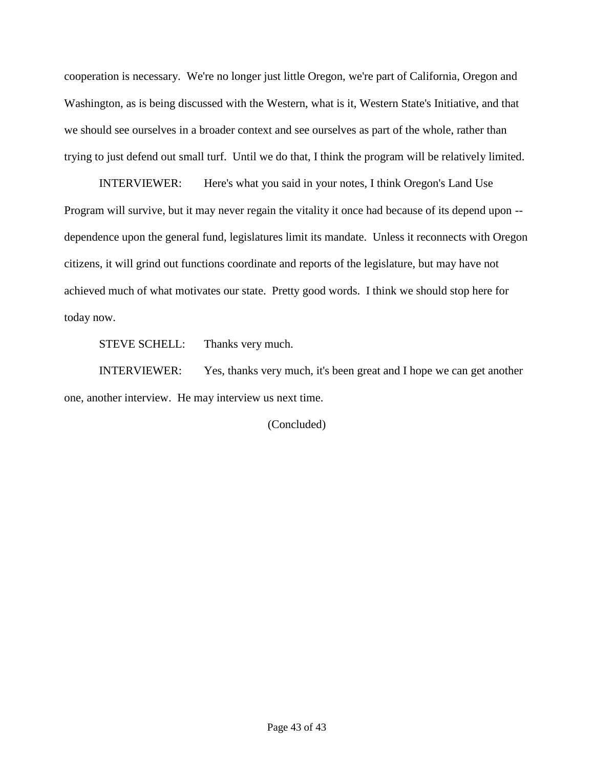cooperation is necessary. We're no longer just little Oregon, we're part of California, Oregon and Washington, as is being discussed with the Western, what is it, Western State's Initiative, and that we should see ourselves in a broader context and see ourselves as part of the whole, rather than trying to just defend out small turf. Until we do that, I think the program will be relatively limited.

INTERVIEWER: Here's what you said in your notes, I think Oregon's Land Use Program will survive, but it may never regain the vitality it once had because of its depend upon -- dependence upon the general fund, legislatures limit its mandate. Unless it reconnects with Oregon citizens, it will grind out functions coordinate and reports of the legislature, but may have not achieved much of what motivates our state. Pretty good words. I think we should stop here for today now.

STEVE SCHELL: Thanks very much.

INTERVIEWER: Yes, thanks very much, it's been great and I hope we can get another one, another interview. He may interview us next time.

(Concluded)